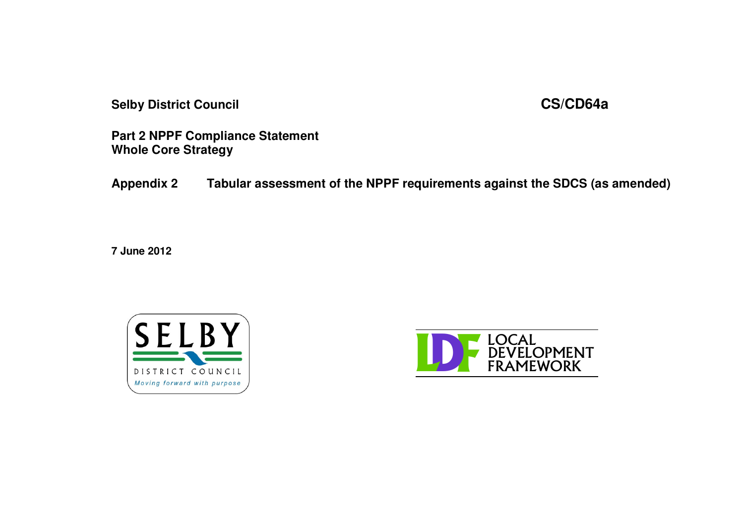**Selby District Council** **CS/CD64a**

**Part 2 NPPF Compliance Statement**
**Whole Core Strategy**

**Appendix 2 Tabular assessment of the NPPF requirements against the SDCS (as amended)**

**7 June 2012**

SELBY
DISTRICT COUNCIL
*Moving forward with purpose*

LDF LOCAL DEVELOPMENT FRAMEWORK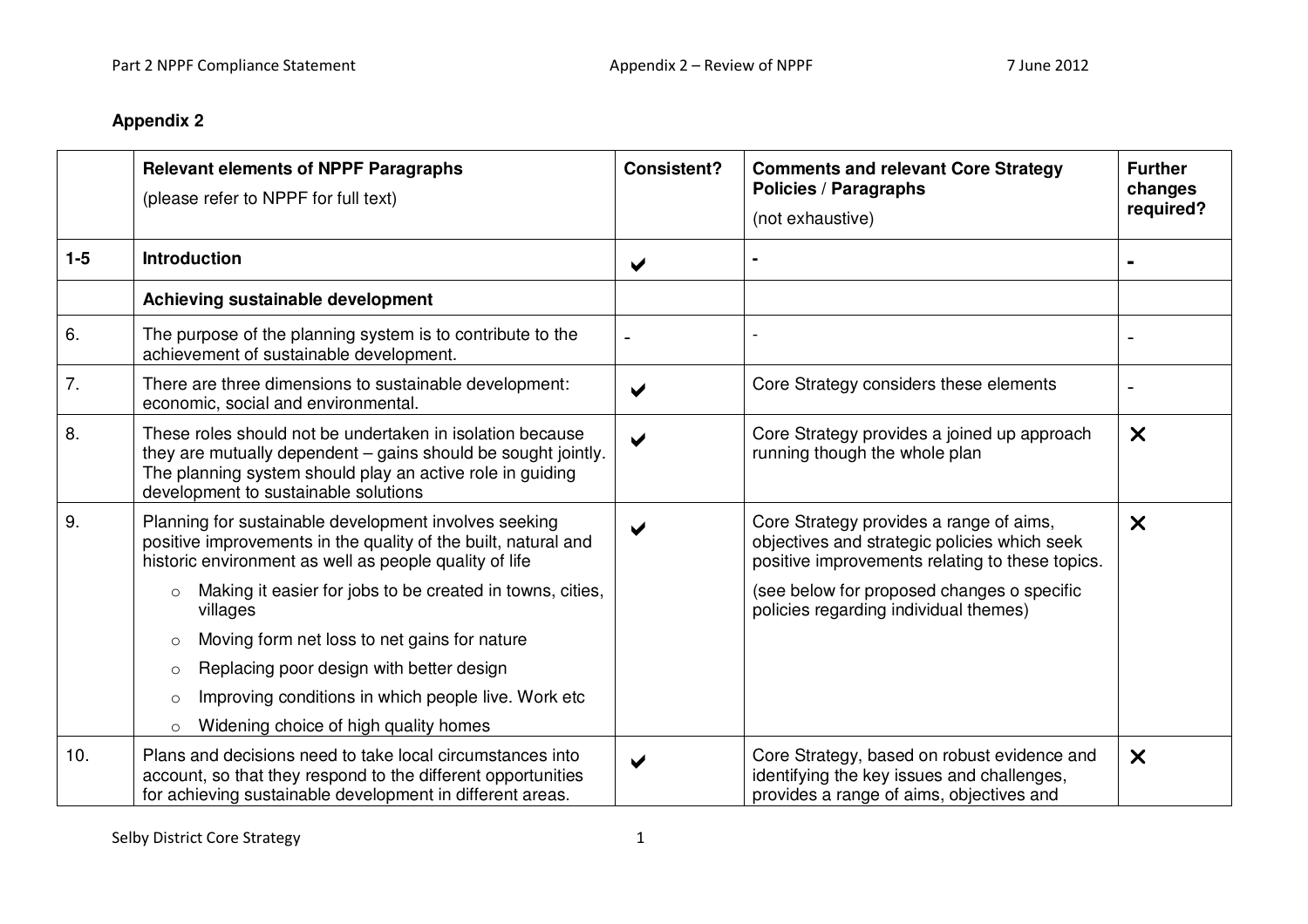## Appendix 2

| | Relevant elements of NPPF Paragraphs (please refer to NPPF for full text) | Consistent? | Comments and relevant Core Strategy Policies / Paragraphs (not exhaustive) | Further changes required? |
|---|---|---|---|---|
| 1-5 | **Introduction** | ✔ | - | - |
| | **Achieving sustainable development** | | | |
| 6. | The purpose of the planning system is to contribute to the achievement of sustainable development. | - | - | - |
| 7. | There are three dimensions to sustainable development: economic, social and environmental. | ✔ | Core Strategy considers these elements | - |
| 8. | These roles should not be undertaken in isolation because they are mutually dependent – gains should be sought jointly. The planning system should play an active role in guiding development to sustainable solutions | ✔ | Core Strategy provides a joined up approach running though the whole plan | ✕ |
| 9. | Planning for sustainable development involves seeking positive improvements in the quality of the built, natural and historic environment as well as people quality of life<br>○ Making it easier for jobs to be created in towns, cities, villages<br>○ Moving form net loss to net gains for nature<br>○ Replacing poor design with better design<br>○ Improving conditions in which people live. Work etc<br>○ Widening choice of high quality homes | ✔ | Core Strategy provides a range of aims, objectives and strategic policies which seek positive improvements relating to these topics.<br>(see below for proposed changes o specific policies regarding individual themes) | ✕ |
| 10. | Plans and decisions need to take local circumstances into account, so that they respond to the different opportunities for achieving sustainable development in different areas. | ✔ | Core Strategy, based on robust evidence and identifying the key issues and challenges, provides a range of aims, objectives and | ✕ |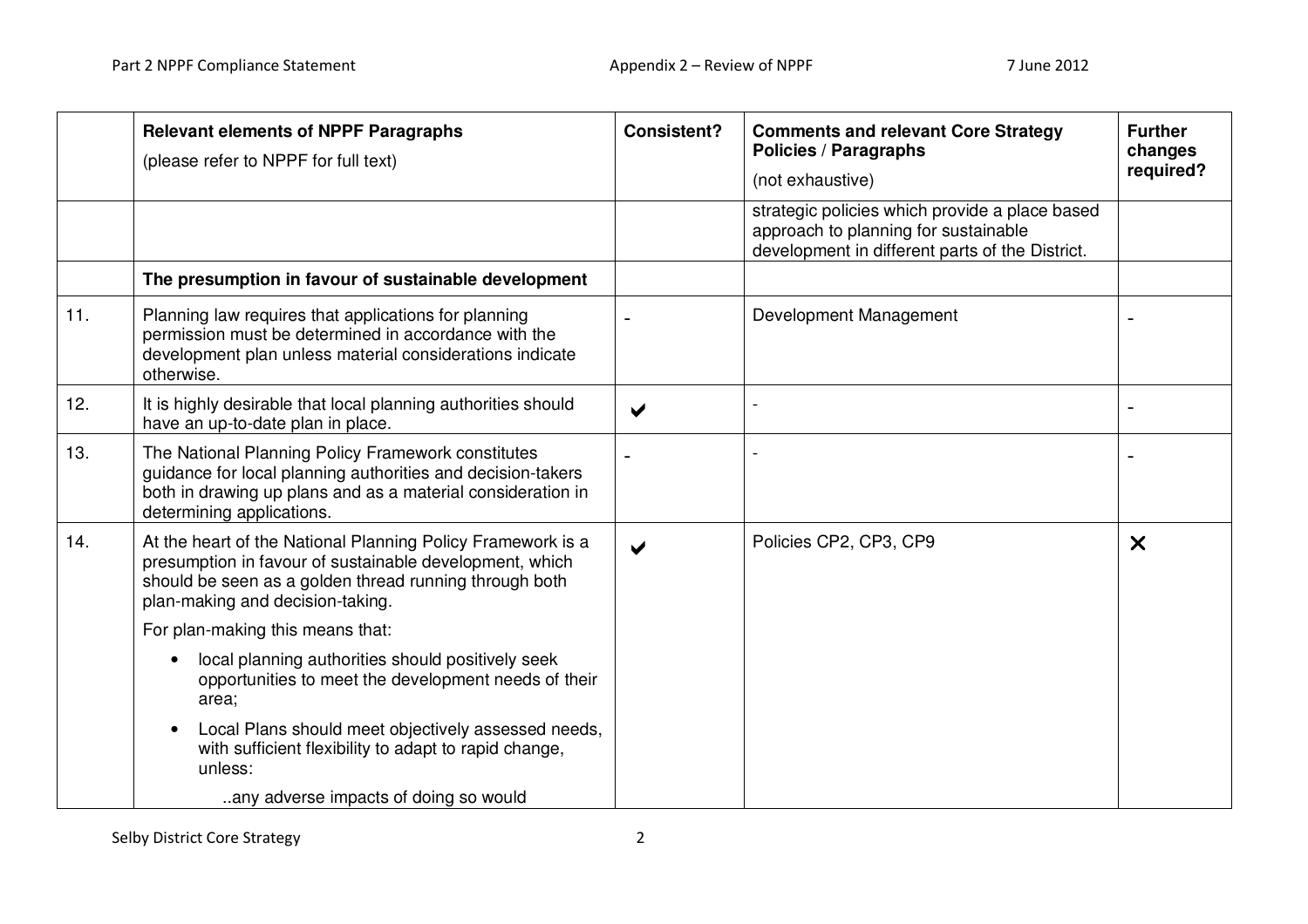| | Relevant elements of NPPF Paragraphs (please refer to NPPF for full text) | Consistent? | Comments and relevant Core Strategy Policies / Paragraphs (not exhaustive) | Further changes required? |
|---|---|---|---|---|
| | | | strategic policies which provide a place based approach to planning for sustainable development in different parts of the District. | |
| | **The presumption in favour of sustainable development** | | | |
| 11. | Planning law requires that applications for planning permission must be determined in accordance with the development plan unless material considerations indicate otherwise. | - | Development Management | - |
| 12. | It is highly desirable that local planning authorities should have an up-to-date plan in place. | ✔ | - | - |
| 13. | The National Planning Policy Framework constitutes guidance for local planning authorities and decision-takers both in drawing up plans and as a material consideration in determining applications. | - | - | - |
| 14. | At the heart of the National Planning Policy Framework is a presumption in favour of sustainable development, which should be seen as a golden thread running through both plan-making and decision-taking.<br><br>For plan-making this means that:<br><br>• local planning authorities should positively seek opportunities to meet the development needs of their area;<br><br>• Local Plans should meet objectively assessed needs, with sufficient flexibility to adapt to rapid change, unless:<br><br>..any adverse impacts of doing so would | ✔ | Policies CP2, CP3, CP9 | ✘ |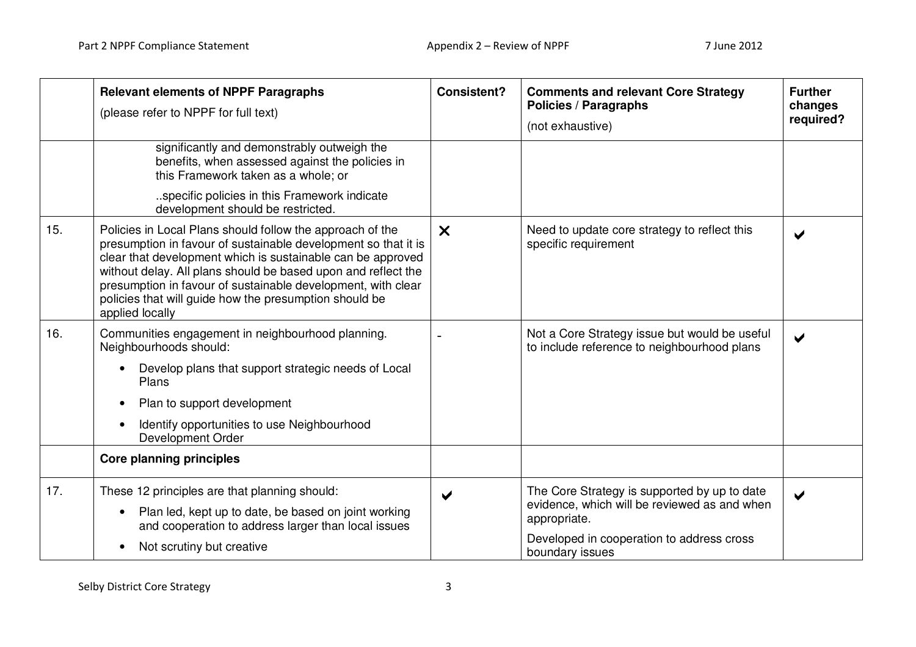| | Relevant elements of NPPF Paragraphs (please refer to NPPF for full text) | Consistent? | Comments and relevant Core Strategy Policies / Paragraphs (not exhaustive) | Further changes required? |
|---|---|---|---|---|
| | significantly and demonstrably outweigh the benefits, when assessed against the policies in this Framework taken as a whole; or<br><br>..specific policies in this Framework indicate development should be restricted. | | | |
| 15. | Policies in Local Plans should follow the approach of the presumption in favour of sustainable development so that it is clear that development which is sustainable can be approved without delay. All plans should be based upon and reflect the presumption in favour of sustainable development, with clear policies that will guide how the presumption should be applied locally | ✗ | Need to update core strategy to reflect this specific requirement | ✔ |
| 16. | Communities engagement in neighbourhood planning. Neighbourhoods should:<br>• Develop plans that support strategic needs of Local Plans<br>• Plan to support development<br>• Identify opportunities to use Neighbourhood Development Order | - | Not a Core Strategy issue but would be useful to include reference to neighbourhood plans | ✔ |
| | **Core planning principles** | | | |
| 17. | These 12 principles are that planning should:<br>• Plan led, kept up to date, be based on joint working and cooperation to address larger than local issues<br>• Not scrutiny but creative | ✔ | The Core Strategy is supported by up to date evidence, which will be reviewed as and when appropriate.<br><br>Developed in cooperation to address cross boundary issues | ✔ |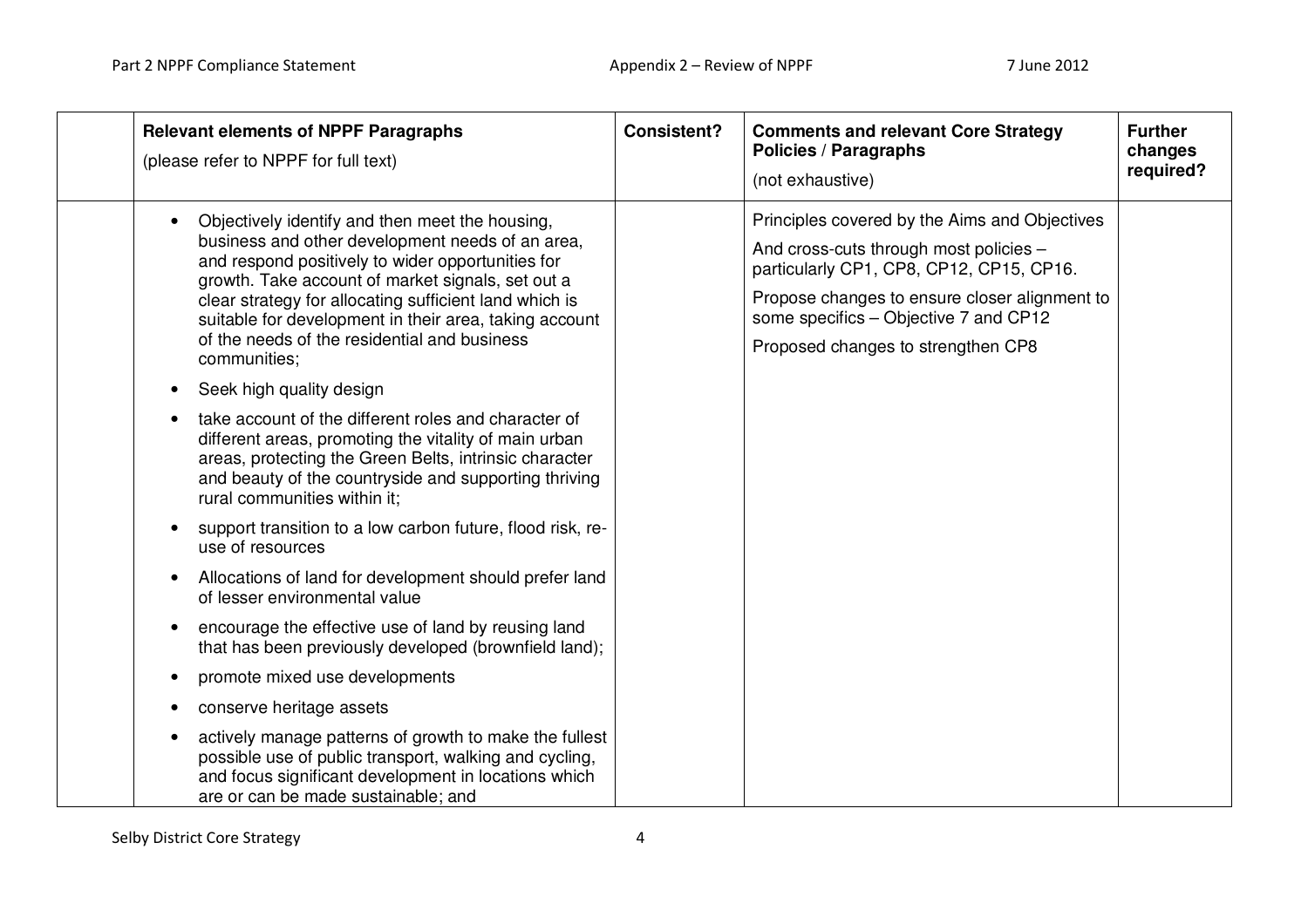| | Relevant elements of NPPF Paragraphs (please refer to NPPF for full text) | Consistent? | Comments and relevant Core Strategy Policies / Paragraphs (not exhaustive) | Further changes required? |
|---|---|---|---|---|
| | • Objectively identify and then meet the housing, business and other development needs of an area, and respond positively to wider opportunities for growth. Take account of market signals, set out a clear strategy for allocating sufficient land which is suitable for development in their area, taking account of the needs of the residential and business communities;<br>• Seek high quality design<br>• take account of the different roles and character of different areas, promoting the vitality of main urban areas, protecting the Green Belts, intrinsic character and beauty of the countryside and supporting thriving rural communities within it;<br>• support transition to a low carbon future, flood risk, re-use of resources<br>• Allocations of land for development should prefer land of lesser environmental value<br>• encourage the effective use of land by reusing land that has been previously developed (brownfield land);<br>• promote mixed use developments<br>• conserve heritage assets<br>• actively manage patterns of growth to make the fullest possible use of public transport, walking and cycling, and focus significant development in locations which are or can be made sustainable; and | | Principles covered by the Aims and Objectives<br>And cross-cuts through most policies – particularly CP1, CP8, CP12, CP15, CP16.<br>Propose changes to ensure closer alignment to some specifics – Objective 7 and CP12<br>Proposed changes to strengthen CP8 | |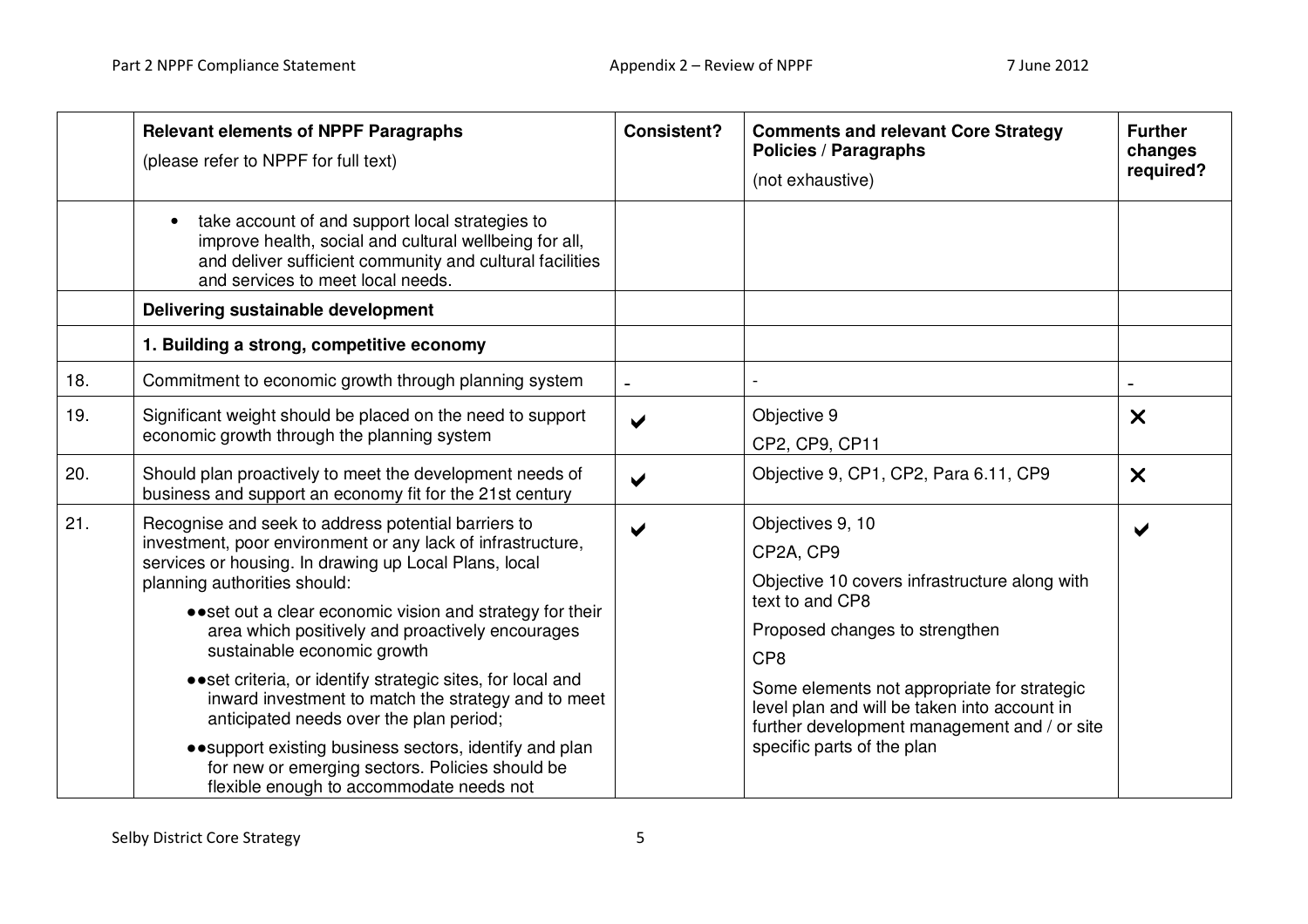| | Relevant elements of NPPF Paragraphs<br>(please refer to NPPF for full text) | Consistent? | Comments and relevant Core Strategy Policies / Paragraphs<br>(not exhaustive) | Further changes required? |
|---|---|---|---|---|
| | • take account of and support local strategies to improve health, social and cultural wellbeing for all, and deliver sufficient community and cultural facilities and services to meet local needs. | | | |
| | **Delivering sustainable development** | | | |
| | **1. Building a strong, competitive economy** | | | |
| 18. | Commitment to economic growth through planning system | - | - | - |
| 19. | Significant weight should be placed on the need to support economic growth through the planning system | ✔ | Objective 9<br>CP2, CP9, CP11 | ✘ |
| 20. | Should plan proactively to meet the development needs of business and support an economy fit for the 21st century | ✔ | Objective 9, CP1, CP2, Para 6.11, CP9 | ✘ |
| 21. | Recognise and seek to address potential barriers to investment, poor environment or any lack of infrastructure, services or housing. In drawing up Local Plans, local planning authorities should:<br>●●set out a clear economic vision and strategy for their area which positively and proactively encourages sustainable economic growth<br>●●set criteria, or identify strategic sites, for local and inward investment to match the strategy and to meet anticipated needs over the plan period;<br>●●support existing business sectors, identify and plan for new or emerging sectors. Policies should be flexible enough to accommodate needs not | ✔ | Objectives 9, 10<br>CP2A, CP9<br>Objective 10 covers infrastructure along with text to and CP8<br>Proposed changes to strengthen<br>CP8<br>Some elements not appropriate for strategic level plan and will be taken into account in further development management and / or site specific parts of the plan | ✔ |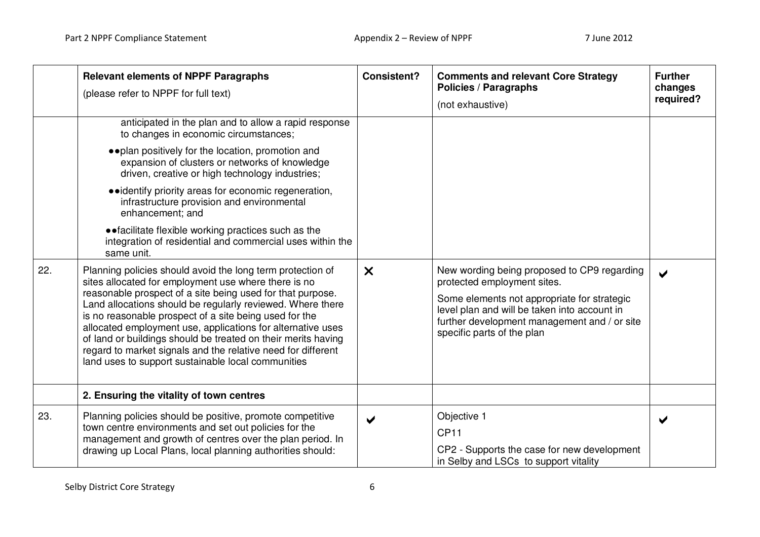| | Relevant elements of NPPF Paragraphs (please refer to NPPF for full text) | Consistent? | Comments and relevant Core Strategy Policies / Paragraphs (not exhaustive) | Further changes required? |
|---|---|---|---|---|
| | anticipated in the plan and to allow a rapid response to changes in economic circumstances;<br>●●plan positively for the location, promotion and expansion of clusters or networks of knowledge driven, creative or high technology industries;<br>●●identify priority areas for economic regeneration, infrastructure provision and environmental enhancement; and<br>●●facilitate flexible working practices such as the integration of residential and commercial uses within the same unit. | | | |
| 22. | Planning policies should avoid the long term protection of sites allocated for employment use where there is no reasonable prospect of a site being used for that purpose. Land allocations should be regularly reviewed. Where there is no reasonable prospect of a site being used for the allocated employment use, applications for alternative uses of land or buildings should be treated on their merits having regard to market signals and the relative need for different land uses to support sustainable local communities | ✗ | New wording being proposed to CP9 regarding protected employment sites.<br>Some elements not appropriate for strategic level plan and will be taken into account in further development management and / or site specific parts of the plan | ✔ |
| | **2. Ensuring the vitality of town centres** | | | |
| 23. | Planning policies should be positive, promote competitive town centre environments and set out policies for the management and growth of centres over the plan period. In drawing up Local Plans, local planning authorities should: | ✔ | Objective 1<br>CP11<br>CP2 - Supports the case for new development in Selby and LSCs to support vitality | ✔ |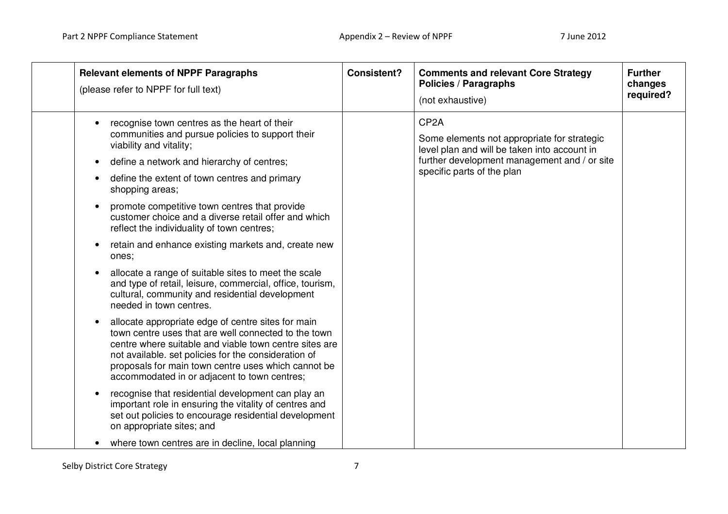| | Relevant elements of NPPF Paragraphs (please refer to NPPF for full text) | Consistent? | Comments and relevant Core Strategy Policies / Paragraphs (not exhaustive) | Further changes required? |
|---|---|---|---|---|
| | • recognise town centres as the heart of their communities and pursue policies to support their viability and vitality;<br>• define a network and hierarchy of centres;<br>• define the extent of town centres and primary shopping areas;<br>• promote competitive town centres that provide customer choice and a diverse retail offer and which reflect the individuality of town centres;<br>• retain and enhance existing markets and, create new ones;<br>• allocate a range of suitable sites to meet the scale and type of retail, leisure, commercial, office, tourism, cultural, community and residential development needed in town centres.<br>• allocate appropriate edge of centre sites for main town centre uses that are well connected to the town centre where suitable and viable town centre sites are not available. set policies for the consideration of proposals for main town centre uses which cannot be accommodated in or adjacent to town centres;<br>• recognise that residential development can play an important role in ensuring the vitality of centres and set out policies to encourage residential development on appropriate sites; and<br>• where town centres are in decline, local planning | | CP2A<br>Some elements not appropriate for strategic level plan and will be taken into account in further development management and / or site specific parts of the plan | |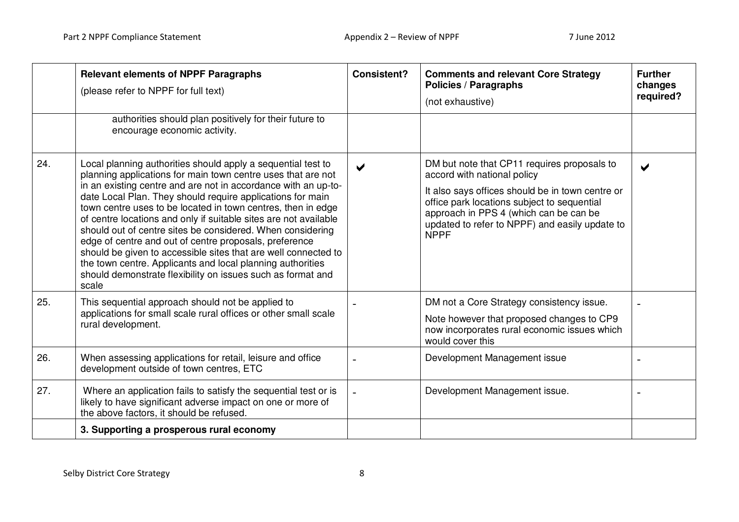| | Relevant elements of NPPF Paragraphs (please refer to NPPF for full text) | Consistent? | Comments and relevant Core Strategy Policies / Paragraphs (not exhaustive) | Further changes required? |
|---|---|---|---|---|
| | authorities should plan positively for their future to encourage economic activity. | | | |
| 24. | Local planning authorities should apply a sequential test to planning applications for main town centre uses that are not in an existing centre and are not in accordance with an up-to-date Local Plan. They should require applications for main town centre uses to be located in town centres, then in edge of centre locations and only if suitable sites are not available should out of centre sites be considered. When considering edge of centre and out of centre proposals, preference should be given to accessible sites that are well connected to the town centre. Applicants and local planning authorities should demonstrate flexibility on issues such as format and scale | ✔ | DM but note that CP11 requires proposals to accord with national policy<br><br>It also says offices should be in town centre or office park locations subject to sequential approach in PPS 4 (which can be can be updated to refer to NPPF) and easily update to NPPF | ✔ |
| 25. | This sequential approach should not be applied to applications for small scale rural offices or other small scale rural development. | - | DM not a Core Strategy consistency issue.<br><br>Note however that proposed changes to CP9 now incorporates rural economic issues which would cover this | - |
| 26. | When assessing applications for retail, leisure and office development outside of town centres, ETC | - | Development Management issue | - |
| 27. | Where an application fails to satisfy the sequential test or is likely to have significant adverse impact on one or more of the above factors, it should be refused. | - | Development Management issue. | - |
| | **3. Supporting a prosperous rural economy** | | | |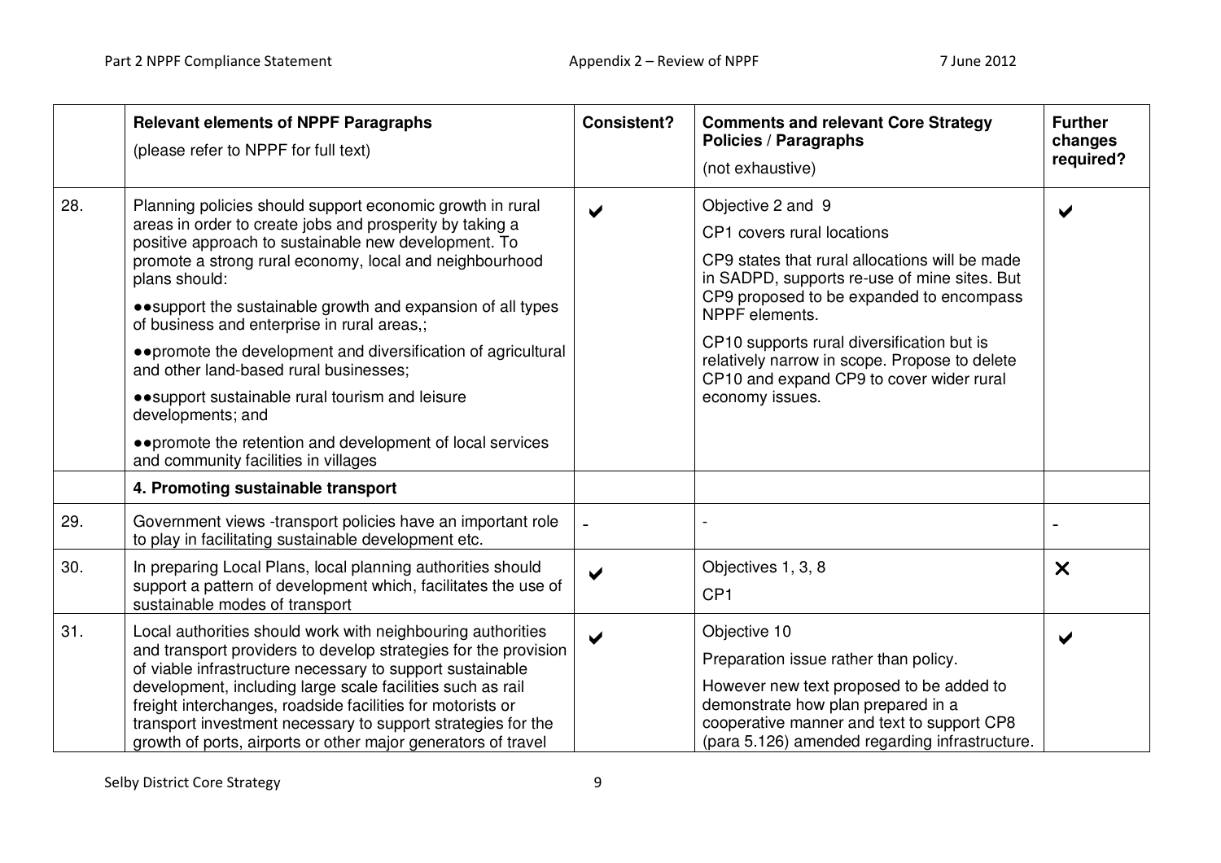|  | **Relevant elements of NPPF Paragraphs**<br>(please refer to NPPF for full text) | **Consistent?** | **Comments and relevant Core Strategy Policies / Paragraphs**<br>(not exhaustive) | **Further changes required?** |
|---|---|---|---|---|
| 28. | Planning policies should support economic growth in rural areas in order to create jobs and prosperity by taking a positive approach to sustainable new development. To promote a strong rural economy, local and neighbourhood plans should:<br>••support the sustainable growth and expansion of all types of business and enterprise in rural areas,;<br>••promote the development and diversification of agricultural and other land-based rural businesses;<br>••support sustainable rural tourism and leisure developments; and<br>••promote the retention and development of local services and community facilities in villages | ✔ | Objective 2 and 9<br>CP1 covers rural locations<br>CP9 states that rural allocations will be made in SADPD, supports re-use of mine sites. But CP9 proposed to be expanded to encompass NPPF elements.<br>CP10 supports rural diversification but is relatively narrow in scope. Propose to delete CP10 and expand CP9 to cover wider rural economy issues. | ✔ |
|  | **4. Promoting sustainable transport** |  |  |  |
| 29. | Government views -transport policies have an important role to play in facilitating sustainable development etc. | - | - | - |
| 30. | In preparing Local Plans, local planning authorities should support a pattern of development which, facilitates the use of sustainable modes of transport | ✔ | Objectives 1, 3, 8<br>CP1 | ✘ |
| 31. | Local authorities should work with neighbouring authorities and transport providers to develop strategies for the provision of viable infrastructure necessary to support sustainable development, including large scale facilities such as rail freight interchanges, roadside facilities for motorists or transport investment necessary to support strategies for the growth of ports, airports or other major generators of travel | ✔ | Objective 10<br>Preparation issue rather than policy.<br>However new text proposed to be added to demonstrate how plan prepared in a cooperative manner and text to support CP8 (para 5.126) amended regarding infrastructure. | ✔ |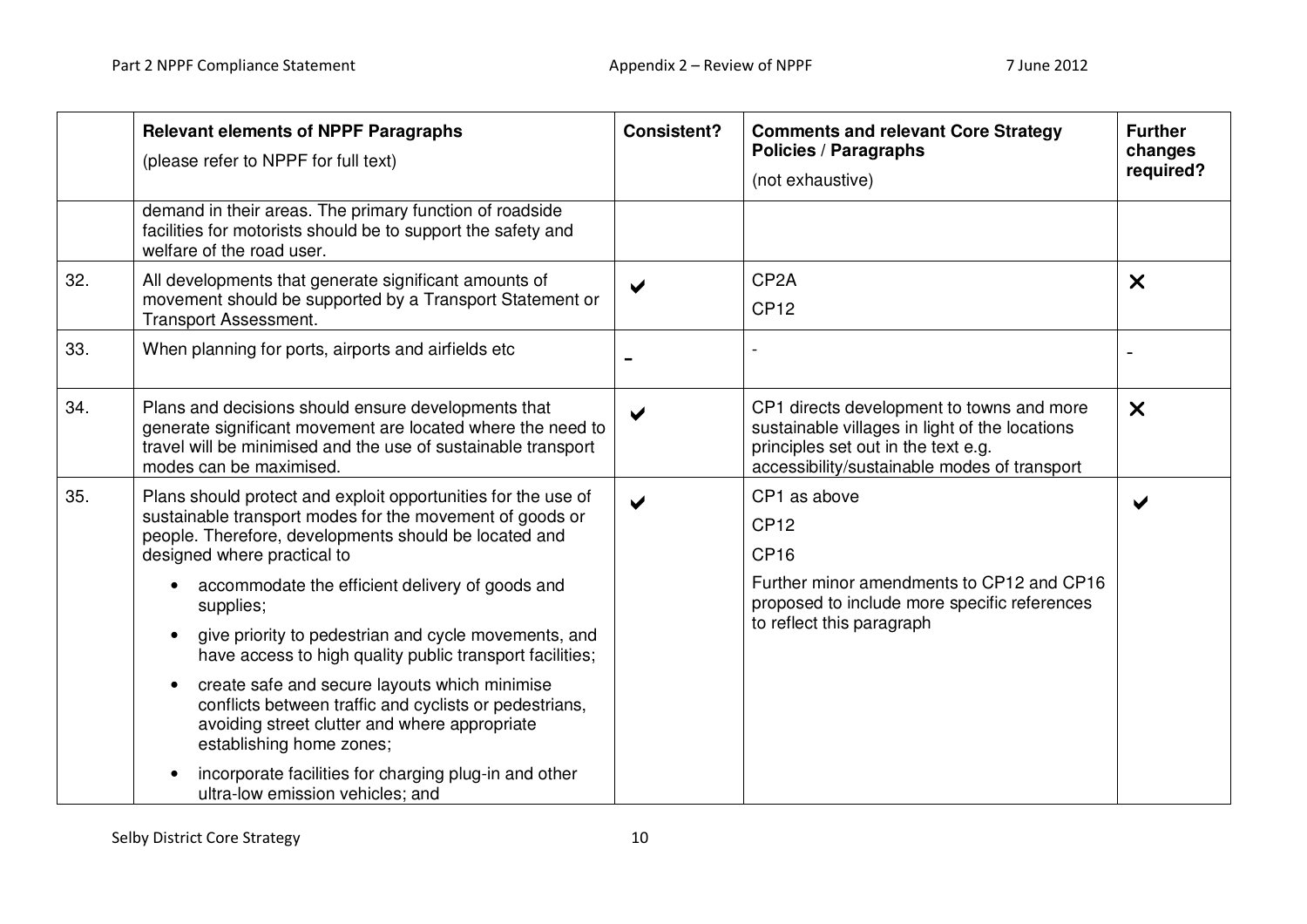|  | **Relevant elements of NPPF Paragraphs** (please refer to NPPF for full text) | **Consistent?** | **Comments and relevant Core Strategy Policies / Paragraphs** (not exhaustive) | **Further changes required?** |
|---|---|---|---|---|
|  | demand in their areas. The primary function of roadside facilities for motorists should be to support the safety and welfare of the road user. |  |  |  |
| 32. | All developments that generate significant amounts of movement should be supported by a Transport Statement or Transport Assessment. | ✔ | CP2A<br>CP12 | ✘ |
| 33. | When planning for ports, airports and airfields etc | - | - | - |
| 34. | Plans and decisions should ensure developments that generate significant movement are located where the need to travel will be minimised and the use of sustainable transport modes can be maximised. | ✔ | CP1 directs development to towns and more sustainable villages in light of the locations principles set out in the text e.g. accessibility/sustainable modes of transport | ✘ |
| 35. | Plans should protect and exploit opportunities for the use of sustainable transport modes for the movement of goods or people. Therefore, developments should be located and designed where practical to<br>• accommodate the efficient delivery of goods and supplies;<br>• give priority to pedestrian and cycle movements, and have access to high quality public transport facilities;<br>• create safe and secure layouts which minimise conflicts between traffic and cyclists or pedestrians, avoiding street clutter and where appropriate establishing home zones;<br>• incorporate facilities for charging plug-in and other ultra-low emission vehicles; and | ✔ | CP1 as above<br>CP12<br>CP16<br>Further minor amendments to CP12 and CP16 proposed to include more specific references to reflect this paragraph | ✔ |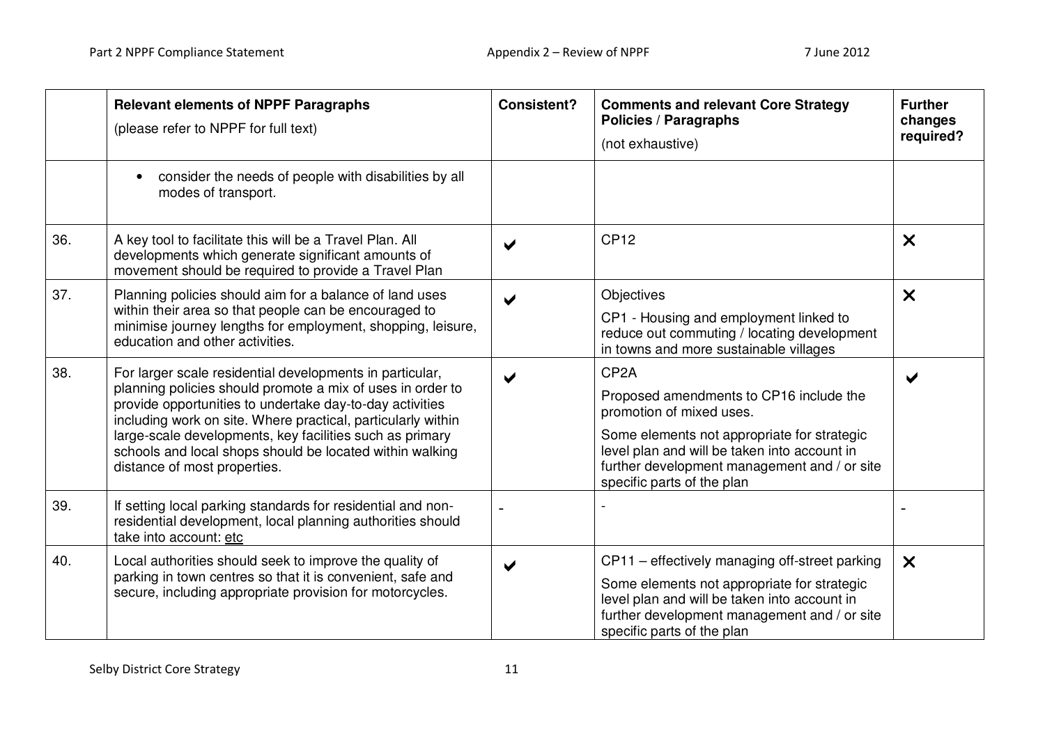|  | **Relevant elements of NPPF Paragraphs** (please refer to NPPF for full text) | **Consistent?** | **Comments and relevant Core Strategy Policies / Paragraphs** (not exhaustive) | **Further changes required?** |
|---|---|---|---|---|
|  | • consider the needs of people with disabilities by all modes of transport. |  |  |  |
| 36. | A key tool to facilitate this will be a Travel Plan. All developments which generate significant amounts of movement should be required to provide a Travel Plan | ✔ | CP12 | ✖ |
| 37. | Planning policies should aim for a balance of land uses within their area so that people can be encouraged to minimise journey lengths for employment, shopping, leisure, education and other activities. | ✔ | Objectives<br><br>CP1 - Housing and employment linked to reduce out commuting / locating development in towns and more sustainable villages | ✖ |
| 38. | For larger scale residential developments in particular, planning policies should promote a mix of uses in order to provide opportunities to undertake day-to-day activities including work on site. Where practical, particularly within large-scale developments, key facilities such as primary schools and local shops should be located within walking distance of most properties. | ✔ | CP2A<br><br>Proposed amendments to CP16 include the promotion of mixed uses.<br><br>Some elements not appropriate for strategic level plan and will be taken into account in further development management and / or site specific parts of the plan | ✔ |
| 39. | If setting local parking standards for residential and non-residential development, local planning authorities should take into account: etc | - | - | - |
| 40. | Local authorities should seek to improve the quality of parking in town centres so that it is convenient, safe and secure, including appropriate provision for motorcycles. | ✔ | CP11 – effectively managing off-street parking<br><br>Some elements not appropriate for strategic level plan and will be taken into account in further development management and / or site specific parts of the plan | ✖ |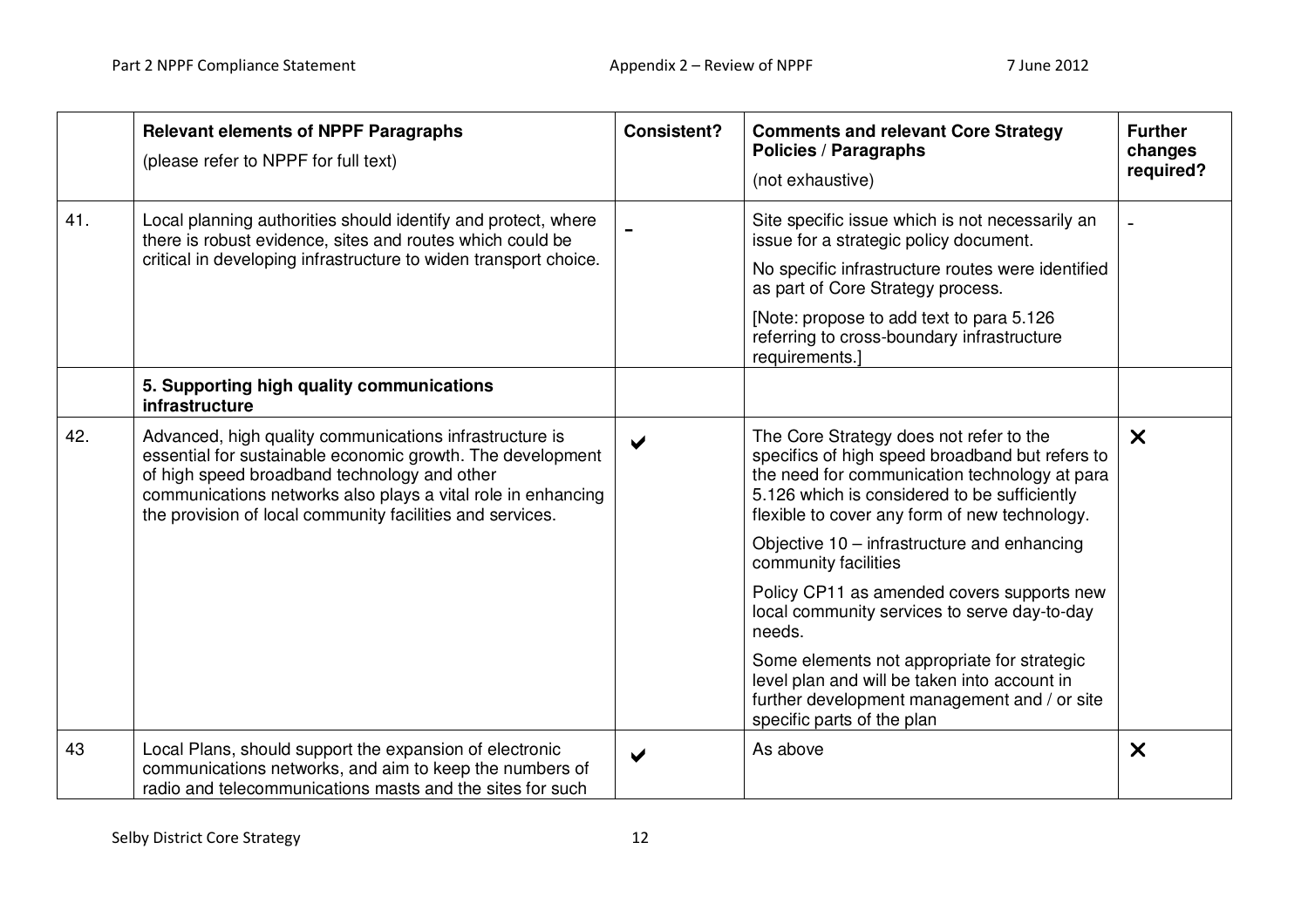| | Relevant elements of NPPF Paragraphs (please refer to NPPF for full text) | Consistent? | Comments and relevant Core Strategy Policies / Paragraphs (not exhaustive) | Further changes required? |
|---|---|---|---|---|
| 41. | Local planning authorities should identify and protect, where there is robust evidence, sites and routes which could be critical in developing infrastructure to widen transport choice. | - | Site specific issue which is not necessarily an issue for a strategic policy document. No specific infrastructure routes were identified as part of Core Strategy process. [Note: propose to add text to para 5.126 referring to cross-boundary infrastructure requirements.] | - |
| | **5. Supporting high quality communications infrastructure** | | | |
| 42. | Advanced, high quality communications infrastructure is essential for sustainable economic growth. The development of high speed broadband technology and other communications networks also plays a vital role in enhancing the provision of local community facilities and services. | ✔ | The Core Strategy does not refer to the specifics of high speed broadband but refers to the need for communication technology at para 5.126 which is considered to be sufficiently flexible to cover any form of new technology. Objective 10 – infrastructure and enhancing community facilities. Policy CP11 as amended covers supports new local community services to serve day-to-day needs. Some elements not appropriate for strategic level plan and will be taken into account in further development management and / or site specific parts of the plan | ✘ |
| 43 | Local Plans, should support the expansion of electronic communications networks, and aim to keep the numbers of radio and telecommunications masts and the sites for such | ✔ | As above | ✘ |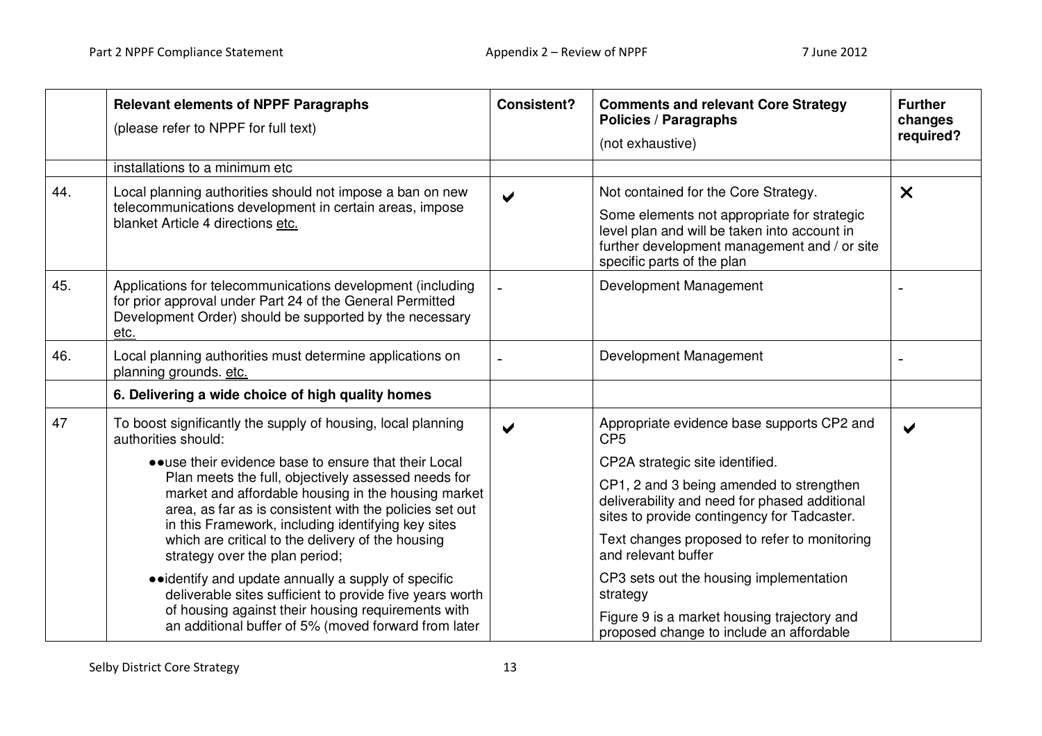|  | **Relevant elements of NPPF Paragraphs** (please refer to NPPF for full text) | **Consistent?** | **Comments and relevant Core Strategy Policies / Paragraphs** (not exhaustive) | **Further changes required?** |
|---|---|---|---|---|
|  | installations to a minimum etc |  |  |  |
| 44. | Local planning authorities should not impose a ban on new telecommunications development in certain areas, impose blanket Article 4 directions etc. | ✔ | Not contained for the Core Strategy.<br>Some elements not appropriate for strategic level plan and will be taken into account in further development management and / or site specific parts of the plan | ✘ |
| 45. | Applications for telecommunications development (including for prior approval under Part 24 of the General Permitted Development Order) should be supported by the necessary etc. | - | Development Management | - |
| 46. | Local planning authorities must determine applications on planning grounds. etc. | - | Development Management | - |
|  | **6. Delivering a wide choice of high quality homes** |  |  |  |
| 47 | To boost significantly the supply of housing, local planning authorities should:<br>• use their evidence base to ensure that their Local Plan meets the full, objectively assessed needs for market and affordable housing in the housing market area, as far as is consistent with the policies set out in this Framework, including identifying key sites which are critical to the delivery of the housing strategy over the plan period;<br>• identify and update annually a supply of specific deliverable sites sufficient to provide five years worth of housing against their housing requirements with an additional buffer of 5% (moved forward from later | ✔ | Appropriate evidence base supports CP2 and CP5<br>CP2A strategic site identified.<br>CP1, 2 and 3 being amended to strengthen deliverability and need for phased additional sites to provide contingency for Tadcaster.<br>Text changes proposed to refer to monitoring and relevant buffer<br>CP3 sets out the housing implementation strategy<br>Figure 9 is a market housing trajectory and proposed change to include an affordable | ✔ |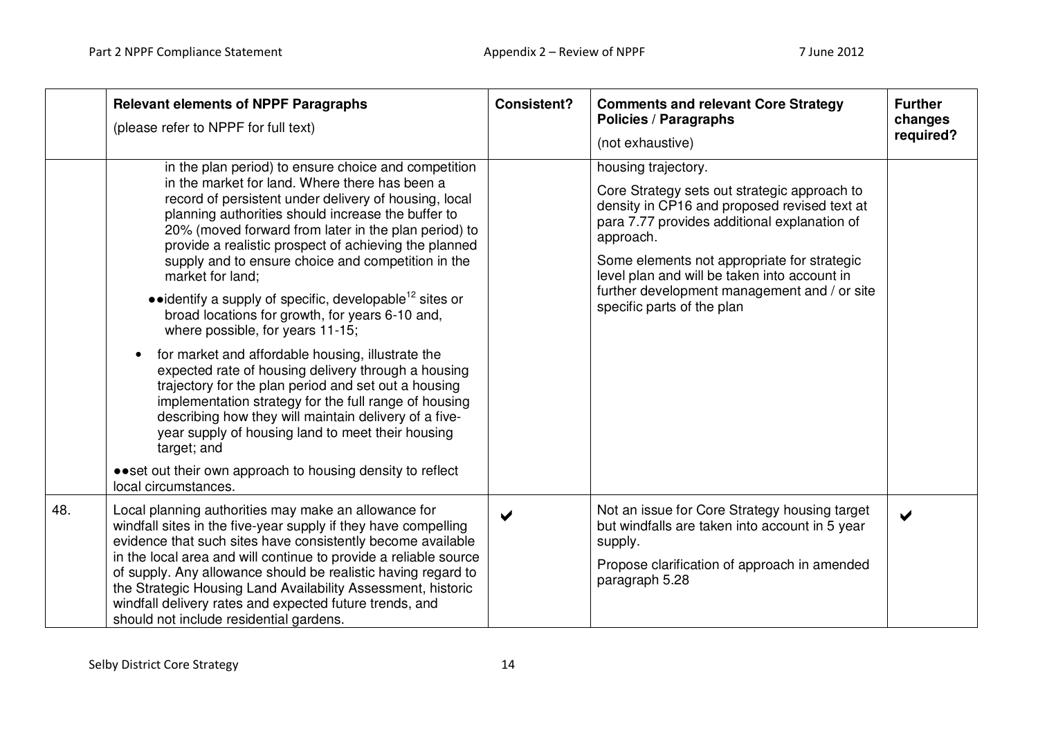|  | Relevant elements of NPPF Paragraphs<br>(please refer to NPPF for full text) | Consistent? | Comments and relevant Core Strategy Policies / Paragraphs<br>(not exhaustive) | Further changes required? |
|---|---|---|---|---|
|  | in the plan period) to ensure choice and competition in the market for land. Where there has been a record of persistent under delivery of housing, local planning authorities should increase the buffer to 20% (moved forward from later in the plan period) to provide a realistic prospect of achieving the planned supply and to ensure choice and competition in the market for land;<br>●●identify a supply of specific, developable[12] sites or broad locations for growth, for years 6-10 and, where possible, for years 11-15;<br>• for market and affordable housing, illustrate the expected rate of housing delivery through a housing trajectory for the plan period and set out a housing implementation strategy for the full range of housing describing how they will maintain delivery of a five-year supply of housing land to meet their housing target; and<br>●●set out their own approach to housing density to reflect local circumstances. |  | housing trajectory.<br>Core Strategy sets out strategic approach to density in CP16 and proposed revised text at para 7.77 provides additional explanation of approach.<br>Some elements not appropriate for strategic level plan and will be taken into account in further development management and / or site specific parts of the plan |  |
| 48. | Local planning authorities may make an allowance for windfall sites in the five-year supply if they have compelling evidence that such sites have consistently become available in the local area and will continue to provide a reliable source of supply. Any allowance should be realistic having regard to the Strategic Housing Land Availability Assessment, historic windfall delivery rates and expected future trends, and should not include residential gardens. | ✔ | Not an issue for Core Strategy housing target but windfalls are taken into account in 5 year supply.<br>Propose clarification of approach in amended paragraph 5.28 | ✔ |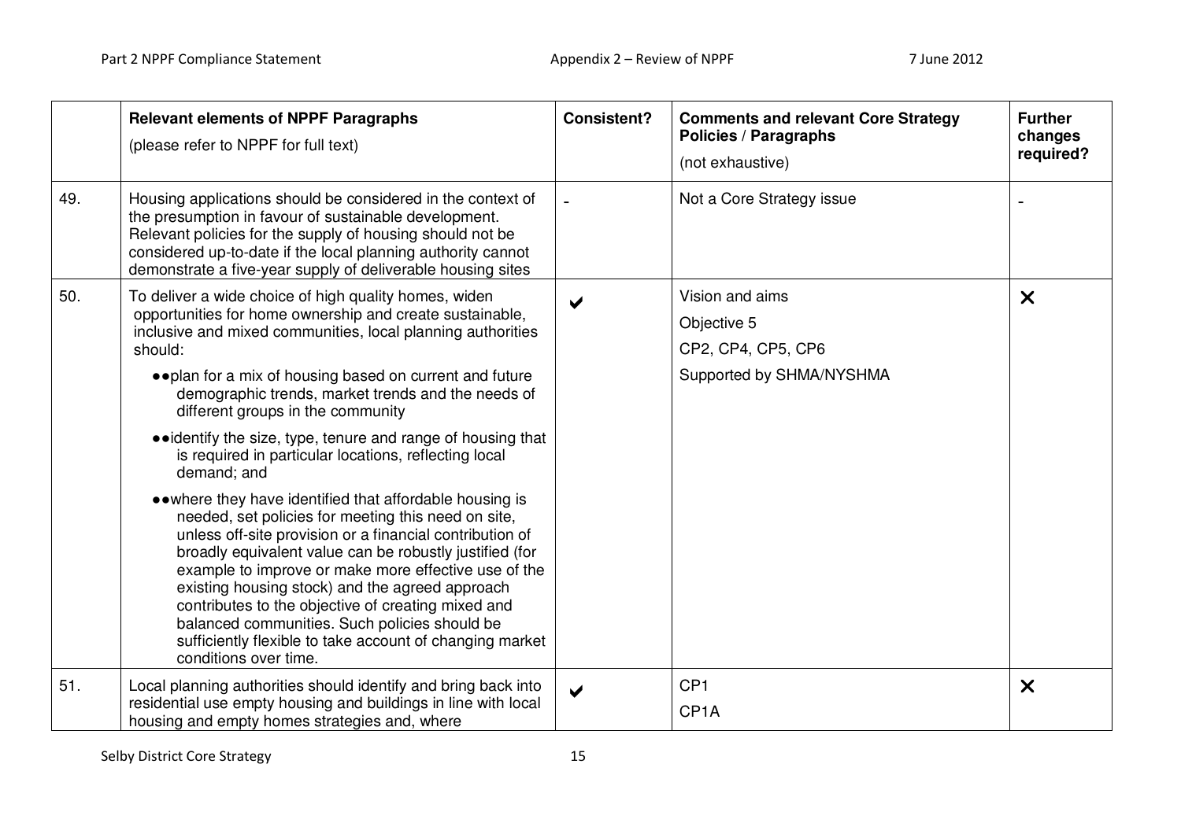| | Relevant elements of NPPF Paragraphs<br>(please refer to NPPF for full text) | Consistent? | Comments and relevant Core Strategy Policies / Paragraphs<br>(not exhaustive) | Further changes required? |
|---|---|---|---|---|
| 49. | Housing applications should be considered in the context of the presumption in favour of sustainable development. Relevant policies for the supply of housing should not be considered up-to-date if the local planning authority cannot demonstrate a five-year supply of deliverable housing sites | - | Not a Core Strategy issue | - |
| 50. | To deliver a wide choice of high quality homes, widen opportunities for home ownership and create sustainable, inclusive and mixed communities, local planning authorities should:<br>●●plan for a mix of housing based on current and future demographic trends, market trends and the needs of different groups in the community<br>●●identify the size, type, tenure and range of housing that is required in particular locations, reflecting local demand; and<br>●●where they have identified that affordable housing is needed, set policies for meeting this need on site, unless off-site provision or a financial contribution of broadly equivalent value can be robustly justified (for example to improve or make more effective use of the existing housing stock) and the agreed approach contributes to the objective of creating mixed and balanced communities. Such policies should be sufficiently flexible to take account of changing market conditions over time. | ✔ | Vision and aims<br>Objective 5<br>CP2, CP4, CP5, CP6<br>Supported by SHMA/NYSHMA | ✕ |
| 51. | Local planning authorities should identify and bring back into residential use empty housing and buildings in line with local housing and empty homes strategies and, where | ✔ | CP1<br>CP1A | ✕ |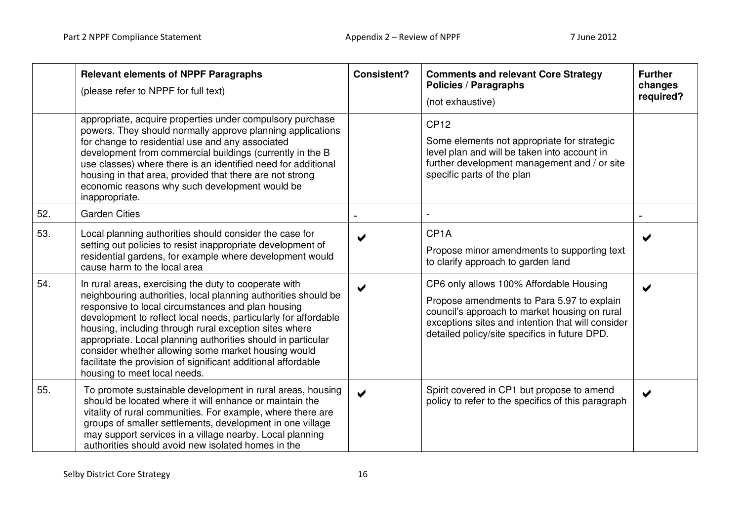| | Relevant elements of NPPF Paragraphs (please refer to NPPF for full text) | Consistent? | Comments and relevant Core Strategy Policies / Paragraphs (not exhaustive) | Further changes required? |
|---|---|---|---|---|
| | appropriate, acquire properties under compulsory purchase powers. They should normally approve planning applications for change to residential use and any associated development from commercial buildings (currently in the B use classes) where there is an identified need for additional housing in that area, provided that there are not strong economic reasons why such development would be inappropriate. | | CP12<br><br>Some elements not appropriate for strategic level plan and will be taken into account in further development management and / or site specific parts of the plan | |
| 52. | Garden Cities | - | - | - |
| 53. | Local planning authorities should consider the case for setting out policies to resist inappropriate development of residential gardens, for example where development would cause harm to the local area | ✔ | CP1A<br><br>Propose minor amendments to supporting text to clarify approach to garden land | ✔ |
| 54. | In rural areas, exercising the duty to cooperate with neighbouring authorities, local planning authorities should be responsive to local circumstances and plan housing development to reflect local needs, particularly for affordable housing, including through rural exception sites where appropriate. Local planning authorities should in particular consider whether allowing some market housing would facilitate the provision of significant additional affordable housing to meet local needs. | ✔ | CP6 only allows 100% Affordable Housing<br><br>Propose amendments to Para 5.97 to explain council's approach to market housing on rural exceptions sites and intention that will consider detailed policy/site specifics in future DPD. | ✔ |
| 55. | To promote sustainable development in rural areas, housing should be located where it will enhance or maintain the vitality of rural communities. For example, where there are groups of smaller settlements, development in one village may support services in a village nearby. Local planning authorities should avoid new isolated homes in the | ✔ | Spirit covered in CP1 but propose to amend policy to refer to the specifics of this paragraph | ✔ |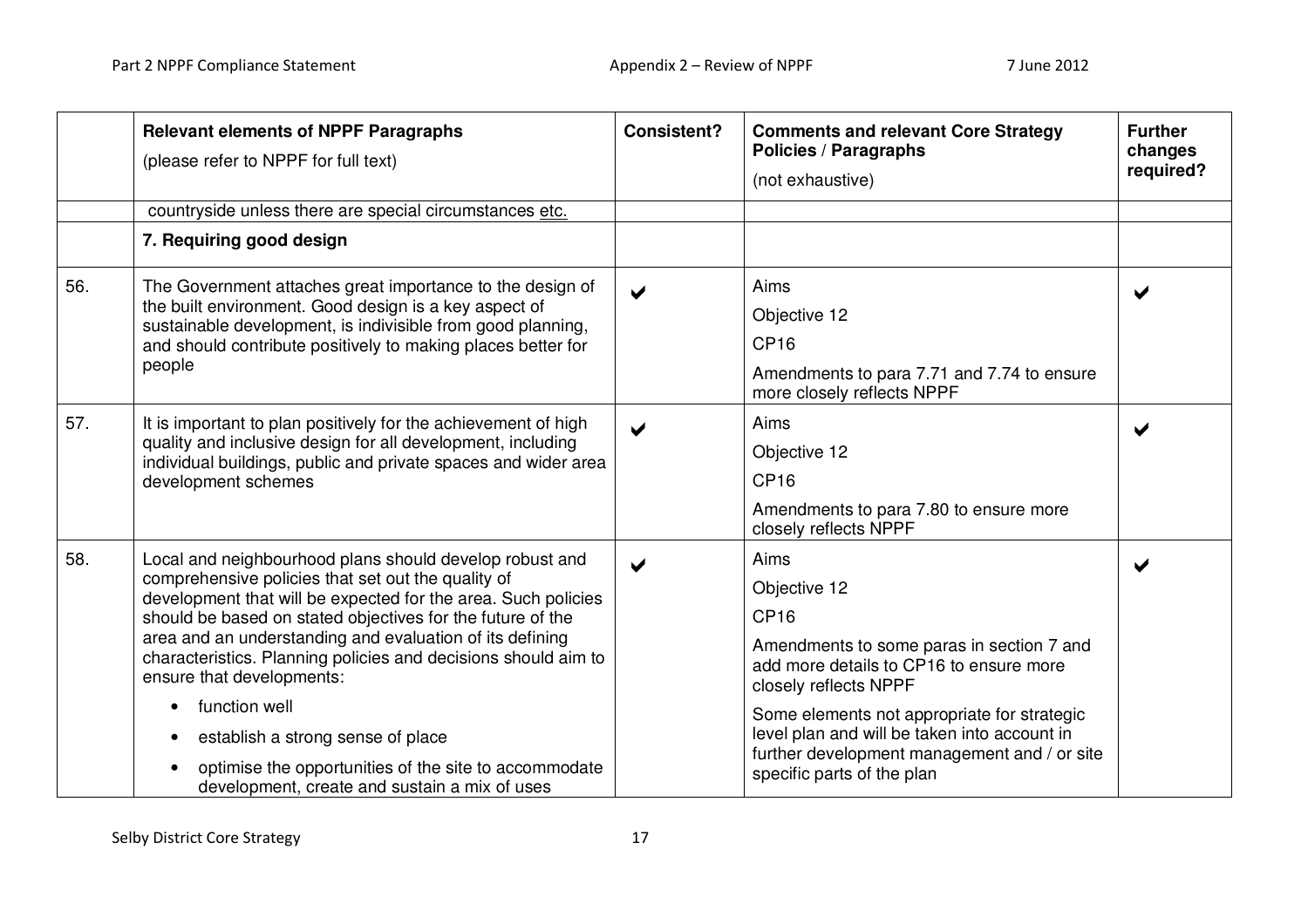|  | Relevant elements of NPPF Paragraphs<br>(please refer to NPPF for full text) | Consistent? | Comments and relevant Core Strategy Policies / Paragraphs<br>(not exhaustive) | Further changes required? |
|---|---|---|---|---|
|  | countryside unless there are special circumstances etc. |  |  |  |
|  | **7. Requiring good design** |  |  |  |
| 56. | The Government attaches great importance to the design of the built environment. Good design is a key aspect of sustainable development, is indivisible from good planning, and should contribute positively to making places better for people | ✔ | Aims<br>Objective 12<br>CP16<br>Amendments to para 7.71 and 7.74 to ensure more closely reflects NPPF | ✔ |
| 57. | It is important to plan positively for the achievement of high quality and inclusive design for all development, including individual buildings, public and private spaces and wider area development schemes | ✔ | Aims<br>Objective 12<br>CP16<br>Amendments to para 7.80 to ensure more closely reflects NPPF | ✔ |
| 58. | Local and neighbourhood plans should develop robust and comprehensive policies that set out the quality of development that will be expected for the area. Such policies should be based on stated objectives for the future of the area and an understanding and evaluation of its defining characteristics. Planning policies and decisions should aim to ensure that developments:<br>• function well<br>• establish a strong sense of place<br>• optimise the opportunities of the site to accommodate development, create and sustain a mix of uses | ✔ | Aims<br>Objective 12<br>CP16<br>Amendments to some paras in section 7 and add more details to CP16 to ensure more closely reflects NPPF<br>Some elements not appropriate for strategic level plan and will be taken into account in further development management and / or site specific parts of the plan | ✔ |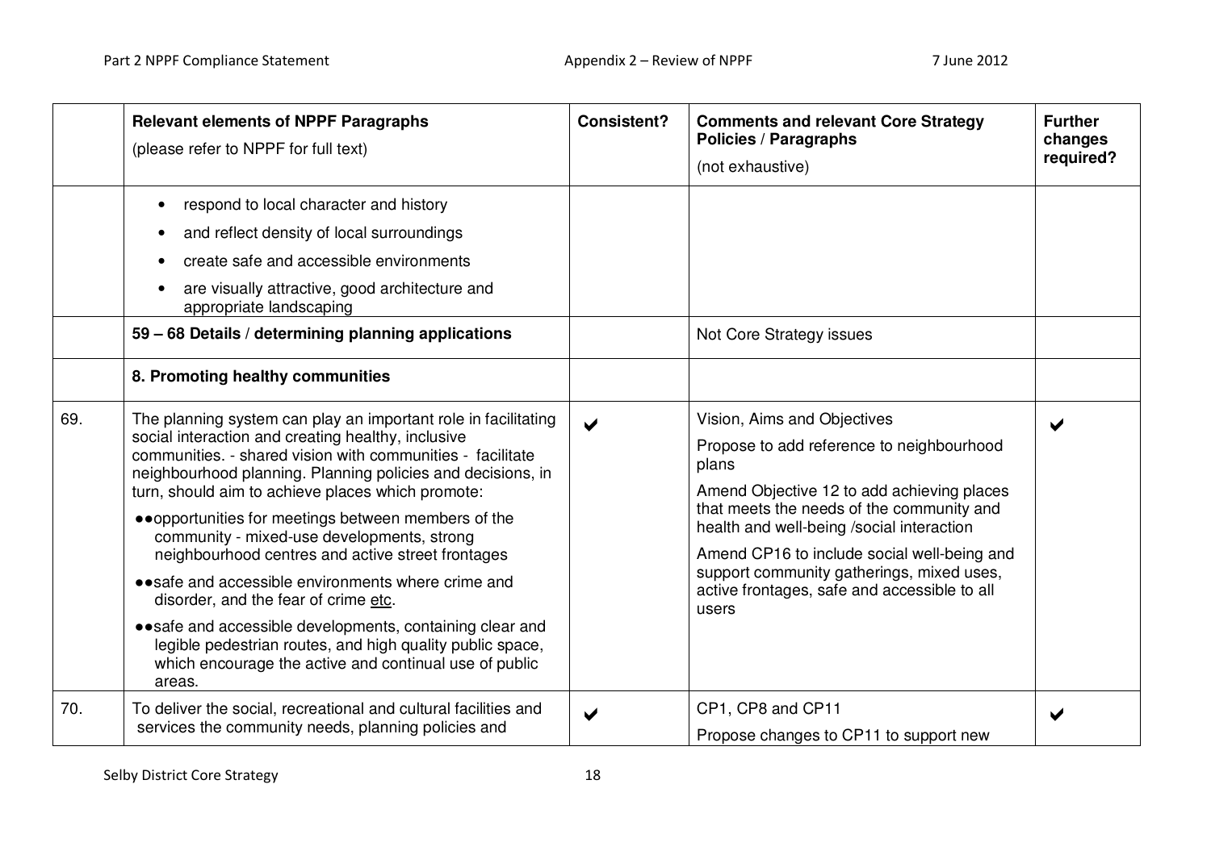| | Relevant elements of NPPF Paragraphs (please refer to NPPF for full text) | Consistent? | Comments and relevant Core Strategy Policies / Paragraphs (not exhaustive) | Further changes required? |
|---|---|---|---|---|
| | • respond to local character and history<br>• and reflect density of local surroundings<br>• create safe and accessible environments<br>• are visually attractive, good architecture and appropriate landscaping | | | |
| | **59 – 68 Details / determining planning applications** | | Not Core Strategy issues | |
| | **8. Promoting healthy communities** | | | |
| 69. | The planning system can play an important role in facilitating social interaction and creating healthy, inclusive communities. - shared vision with communities - facilitate neighbourhood planning. Planning policies and decisions, in turn, should aim to achieve places which promote:<br>●●opportunities for meetings between members of the community - mixed-use developments, strong neighbourhood centres and active street frontages<br>●●safe and accessible environments where crime and disorder, and the fear of crime etc.<br>●●safe and accessible developments, containing clear and legible pedestrian routes, and high quality public space, which encourage the active and continual use of public areas. | ✔ | Vision, Aims and Objectives<br>Propose to add reference to neighbourhood plans<br>Amend Objective 12 to add achieving places that meets the needs of the community and health and well-being /social interaction<br>Amend CP16 to include social well-being and support community gatherings, mixed uses, active frontages, safe and accessible to all users | ✔ |
| 70. | To deliver the social, recreational and cultural facilities and services the community needs, planning policies and | ✔ | CP1, CP8 and CP11<br>Propose changes to CP11 to support new | ✔ |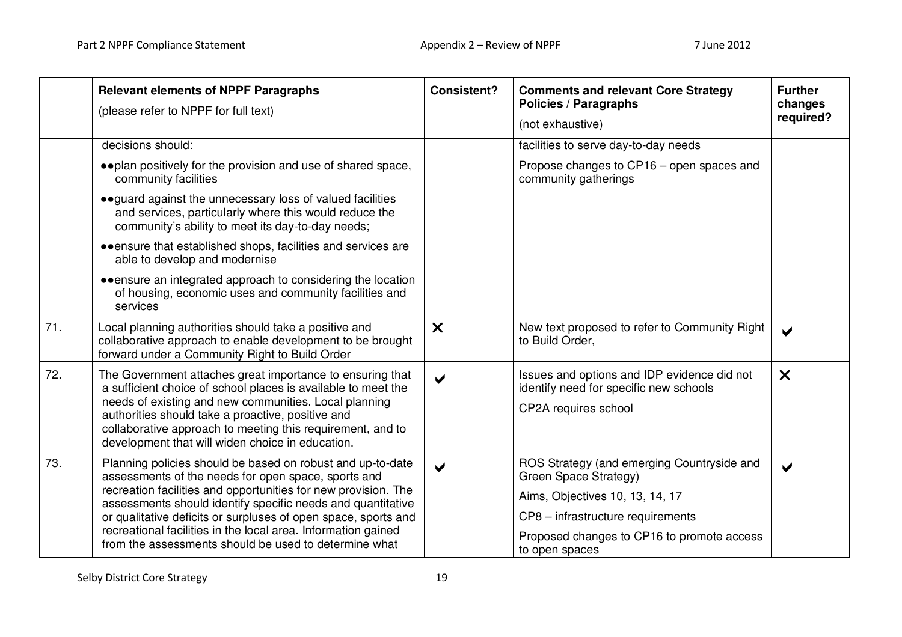| | Relevant elements of NPPF Paragraphs (please refer to NPPF for full text) | Consistent? | Comments and relevant Core Strategy Policies / Paragraphs (not exhaustive) | Further changes required? |
|---|---|---|---|---|
| | decisions should:<br>●●plan positively for the provision and use of shared space, community facilities<br>●●guard against the unnecessary loss of valued facilities and services, particularly where this would reduce the community's ability to meet its day-to-day needs;<br>●●ensure that established shops, facilities and services are able to develop and modernise<br>●●ensure an integrated approach to considering the location of housing, economic uses and community facilities and services | | facilities to serve day-to-day needs<br>Propose changes to CP16 – open spaces and community gatherings | |
| 71. | Local planning authorities should take a positive and collaborative approach to enable development to be brought forward under a Community Right to Build Order | ✗ | New text proposed to refer to Community Right to Build Order, | ✔ |
| 72. | The Government attaches great importance to ensuring that a sufficient choice of school places is available to meet the needs of existing and new communities. Local planning authorities should take a proactive, positive and collaborative approach to meeting this requirement, and to development that will widen choice in education. | ✔ | Issues and options and IDP evidence did not identify need for specific new schools<br>CP2A requires school | ✗ |
| 73. | Planning policies should be based on robust and up-to-date assessments of the needs for open space, sports and recreation facilities and opportunities for new provision. The assessments should identify specific needs and quantitative or qualitative deficits or surpluses of open space, sports and recreational facilities in the local area. Information gained from the assessments should be used to determine what | ✔ | ROS Strategy (and emerging Countryside and Green Space Strategy)<br>Aims, Objectives 10, 13, 14, 17<br>CP8 – infrastructure requirements<br>Proposed changes to CP16 to promote access to open spaces | ✔ |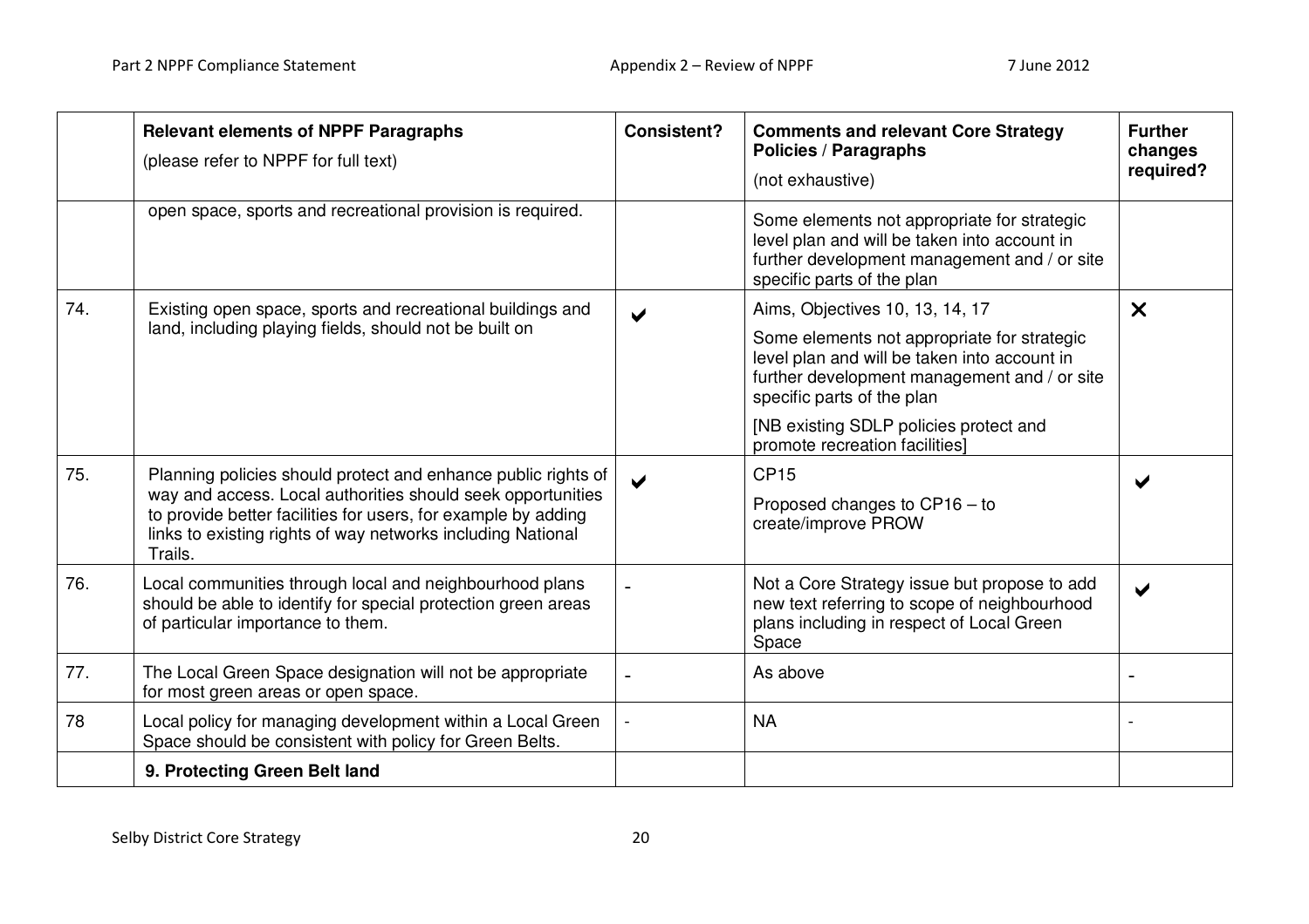| | Relevant elements of NPPF Paragraphs (please refer to NPPF for full text) | Consistent? | Comments and relevant Core Strategy Policies / Paragraphs (not exhaustive) | Further changes required? |
|---|---|---|---|---|
| | open space, sports and recreational provision is required. | | Some elements not appropriate for strategic level plan and will be taken into account in further development management and / or site specific parts of the plan | |
| 74. | Existing open space, sports and recreational buildings and land, including playing fields, should not be built on | ✔ | Aims, Objectives 10, 13, 14, 17<br><br>Some elements not appropriate for strategic level plan and will be taken into account in further development management and / or site specific parts of the plan<br><br>[NB existing SDLP policies protect and promote recreation facilities] | ✖ |
| 75. | Planning policies should protect and enhance public rights of way and access. Local authorities should seek opportunities to provide better facilities for users, for example by adding links to existing rights of way networks including National Trails. | ✔ | CP15<br><br>Proposed changes to CP16 – to create/improve PROW | ✔ |
| 76. | Local communities through local and neighbourhood plans should be able to identify for special protection green areas of particular importance to them. | - | Not a Core Strategy issue but propose to add new text referring to scope of neighbourhood plans including in respect of Local Green Space | ✔ |
| 77. | The Local Green Space designation will not be appropriate for most green areas or open space. | - | As above | - |
| 78 | Local policy for managing development within a Local Green Space should be consistent with policy for Green Belts. | - | NA | - |
| | **9. Protecting Green Belt land** | | | |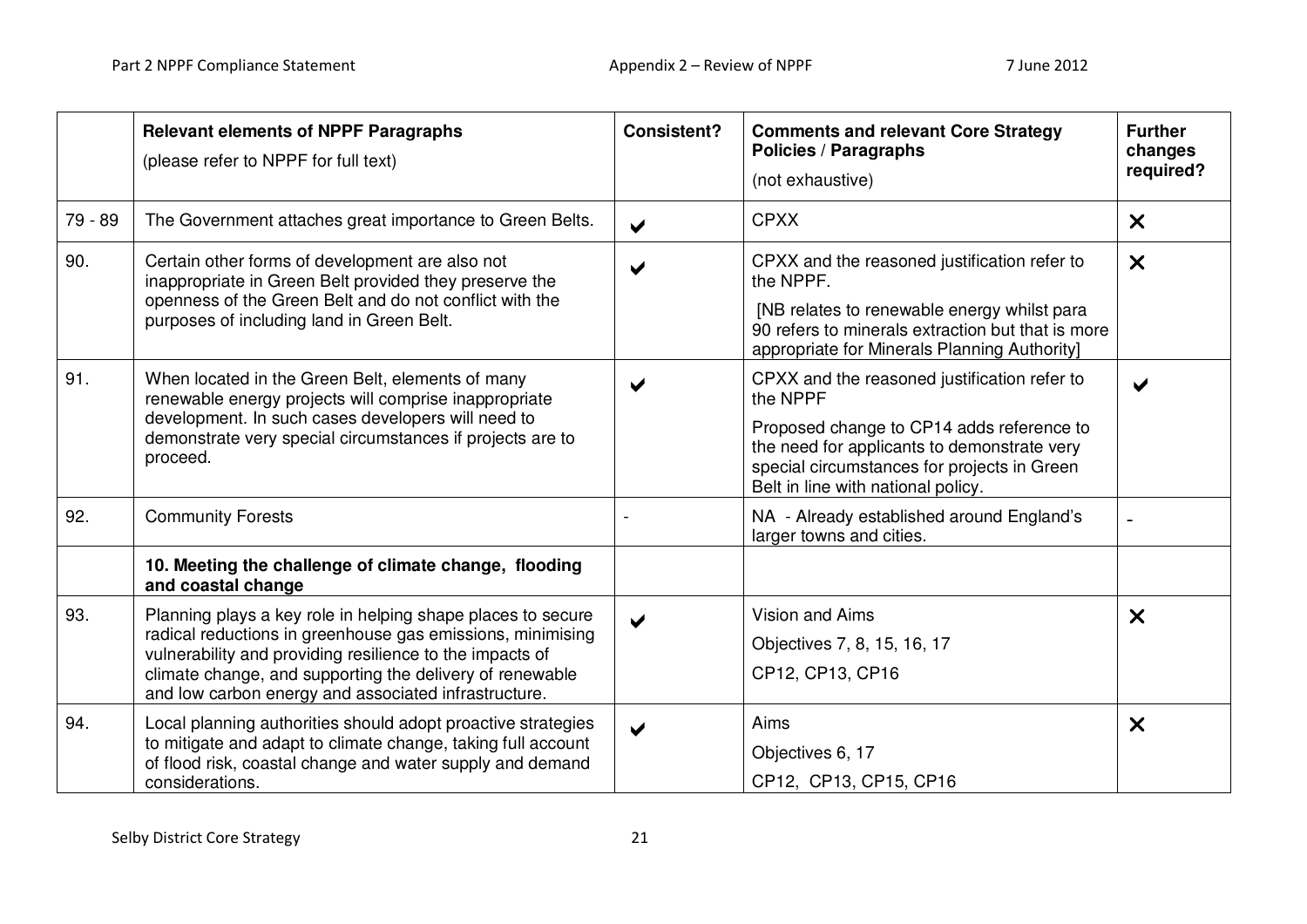| | Relevant elements of NPPF Paragraphs (please refer to NPPF for full text) | Consistent? | Comments and relevant Core Strategy Policies / Paragraphs (not exhaustive) | Further changes required? |
|---|---|---|---|---|
| 79 - 89 | The Government attaches great importance to Green Belts. | ✔ | CPXX | ✘ |
| 90. | Certain other forms of development are also not inappropriate in Green Belt provided they preserve the openness of the Green Belt and do not conflict with the purposes of including land in Green Belt. | ✔ | CPXX and the reasoned justification refer to the NPPF. [NB relates to renewable energy whilst para 90 refers to minerals extraction but that is more appropriate for Minerals Planning Authority] | ✘ |
| 91. | When located in the Green Belt, elements of many renewable energy projects will comprise inappropriate development. In such cases developers will need to demonstrate very special circumstances if projects are to proceed. | ✔ | CPXX and the reasoned justification refer to the NPPF<br>Proposed change to CP14 adds reference to the need for applicants to demonstrate very special circumstances for projects in Green Belt in line with national policy. | ✔ |
| 92. | Community Forests | - | NA - Already established around England's larger towns and cities. | - |
| | **10. Meeting the challenge of climate change, flooding and coastal change** | | | |
| 93. | Planning plays a key role in helping shape places to secure radical reductions in greenhouse gas emissions, minimising vulnerability and providing resilience to the impacts of climate change, and supporting the delivery of renewable and low carbon energy and associated infrastructure. | ✔ | Vision and Aims<br>Objectives 7, 8, 15, 16, 17<br>CP12, CP13, CP16 | ✘ |
| 94. | Local planning authorities should adopt proactive strategies to mitigate and adapt to climate change, taking full account of flood risk, coastal change and water supply and demand considerations. | ✔ | Aims<br>Objectives 6, 17<br>CP12, CP13, CP15, CP16 | ✘ |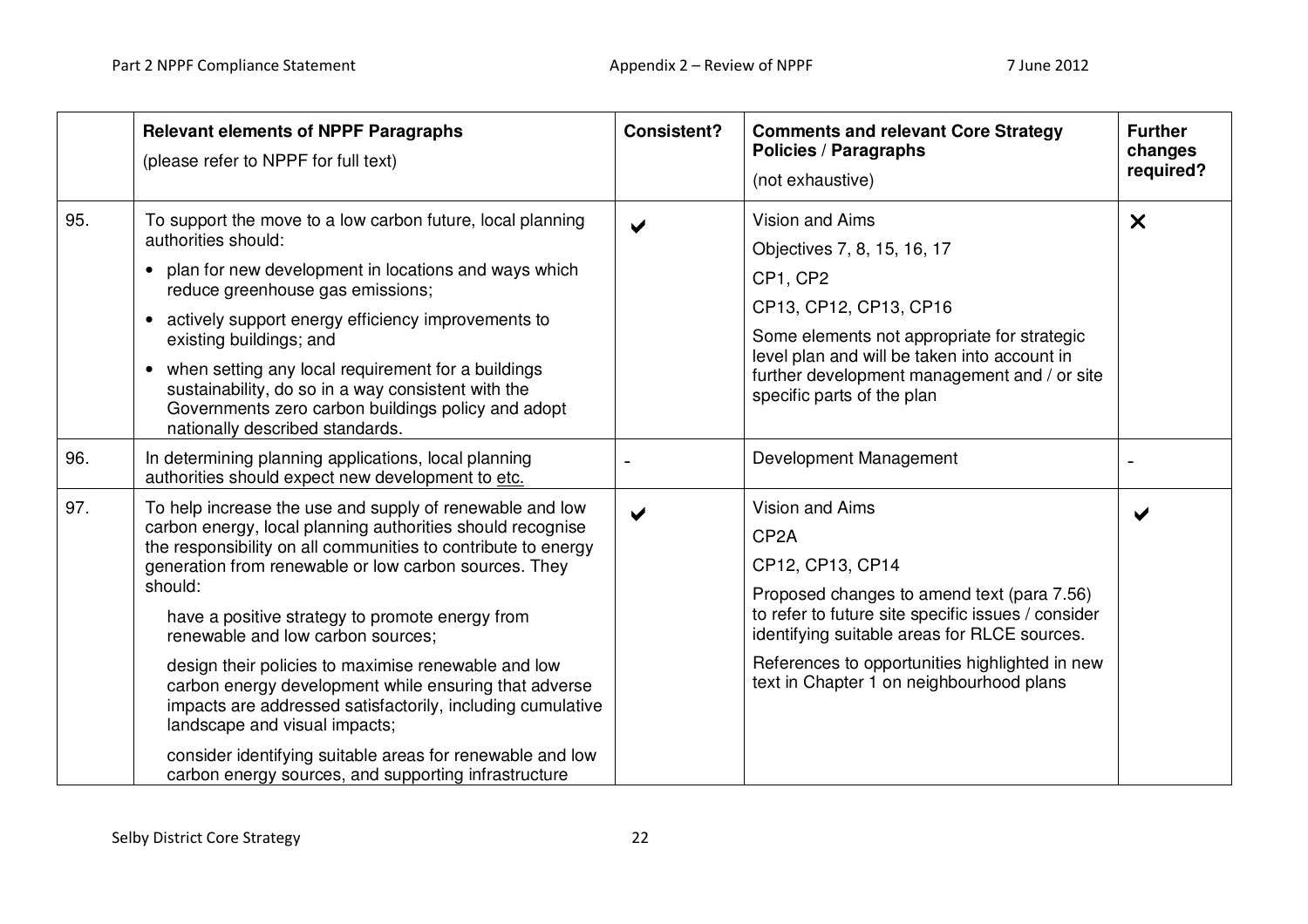| | **Relevant elements of NPPF Paragraphs**<br>(please refer to NPPF for full text) | **Consistent?** | **Comments and relevant Core Strategy Policies / Paragraphs**<br>(not exhaustive) | **Further changes required?** |
|---|---|---|---|---|
| 95. | To support the move to a low carbon future, local planning authorities should:<br>• plan for new development in locations and ways which reduce greenhouse gas emissions;<br>• actively support energy efficiency improvements to existing buildings; and<br>• when setting any local requirement for a buildings sustainability, do so in a way consistent with the Governments zero carbon buildings policy and adopt nationally described standards. | ✔ | Vision and Aims<br>Objectives 7, 8, 15, 16, 17<br>CP1, CP2<br>CP13, CP12, CP13, CP16<br>Some elements not appropriate for strategic level plan and will be taken into account in further development management and / or site specific parts of the plan | ✖ |
| 96. | In determining planning applications, local planning authorities should expect new development to etc. | - | Development Management | - |
| 97. | To help increase the use and supply of renewable and low carbon energy, local planning authorities should recognise the responsibility on all communities to contribute to energy generation from renewable or low carbon sources. They should:<br>have a positive strategy to promote energy from renewable and low carbon sources;<br>design their policies to maximise renewable and low carbon energy development while ensuring that adverse impacts are addressed satisfactorily, including cumulative landscape and visual impacts;<br>consider identifying suitable areas for renewable and low carbon energy sources, and supporting infrastructure | ✔ | Vision and Aims<br>CP2A<br>CP12, CP13, CP14<br>Proposed changes to amend text (para 7.56) to refer to future site specific issues / consider identifying suitable areas for RLCE sources.<br>References to opportunities highlighted in new text in Chapter 1 on neighbourhood plans | ✔ |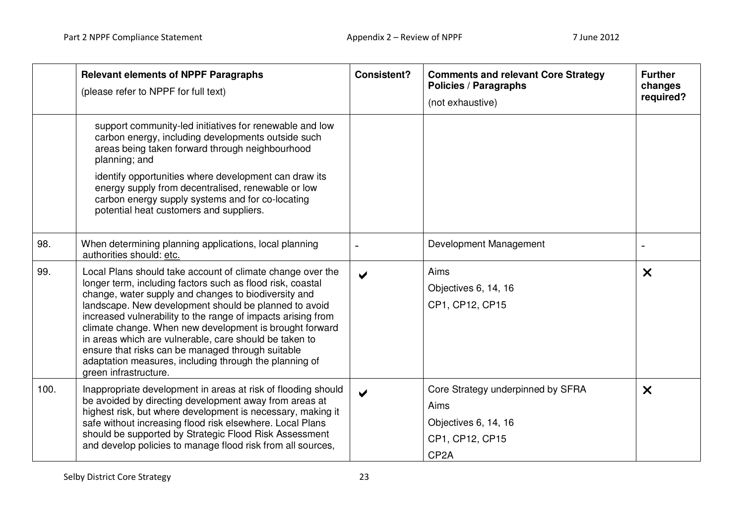| | Relevant elements of NPPF Paragraphs (please refer to NPPF for full text) | Consistent? | Comments and relevant Core Strategy Policies / Paragraphs (not exhaustive) | Further changes required? |
|---|---|---|---|---|
| | support community-led initiatives for renewable and low carbon energy, including developments outside such areas being taken forward through neighbourhood planning; and<br><br>identify opportunities where development can draw its energy supply from decentralised, renewable or low carbon energy supply systems and for co-locating potential heat customers and suppliers. | | | |
| 98. | When determining planning applications, local planning authorities should: etc. | - | Development Management | - |
| 99. | Local Plans should take account of climate change over the longer term, including factors such as flood risk, coastal change, water supply and changes to biodiversity and landscape. New development should be planned to avoid increased vulnerability to the range of impacts arising from climate change. When new development is brought forward in areas which are vulnerable, care should be taken to ensure that risks can be managed through suitable adaptation measures, including through the planning of green infrastructure. | ✔ | Aims<br>Objectives 6, 14, 16<br>CP1, CP12, CP15 | ✕ |
| 100. | Inappropriate development in areas at risk of flooding should be avoided by directing development away from areas at highest risk, but where development is necessary, making it safe without increasing flood risk elsewhere. Local Plans should be supported by Strategic Flood Risk Assessment and develop policies to manage flood risk from all sources, | ✔ | Core Strategy underpinned by SFRA<br>Aims<br>Objectives 6, 14, 16<br>CP1, CP12, CP15<br>CP2A | ✕ |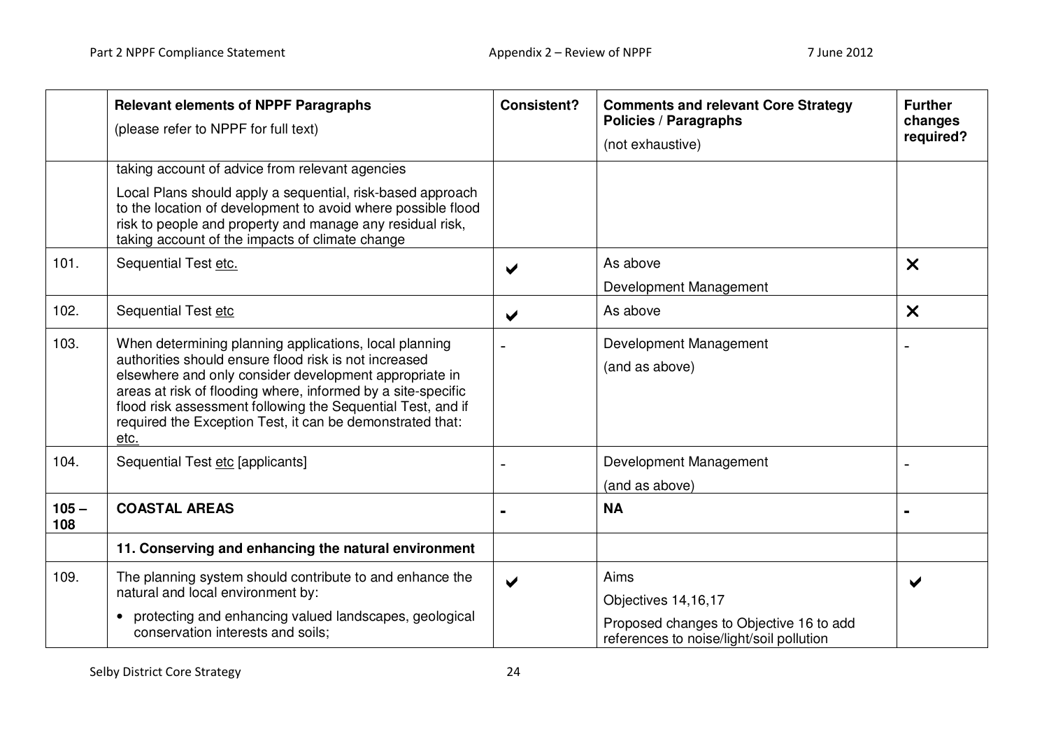| | Relevant elements of NPPF Paragraphs (please refer to NPPF for full text) | Consistent? | Comments and relevant Core Strategy Policies / Paragraphs (not exhaustive) | Further changes required? |
|---|---|---|---|---|
| | taking account of advice from relevant agencies<br><br>Local Plans should apply a sequential, risk-based approach to the location of development to avoid where possible flood risk to people and property and manage any residual risk, taking account of the impacts of climate change | | | |
| 101. | Sequential Test etc. | ✔ | As above<br><br>Development Management | ✘ |
| 102. | Sequential Test etc | ✔ | As above | ✘ |
| 103. | When determining planning applications, local planning authorities should ensure flood risk is not increased elsewhere and only consider development appropriate in areas at risk of flooding where, informed by a site-specific flood risk assessment following the Sequential Test, and if required the Exception Test, it can be demonstrated that: etc. | - | Development Management<br><br>(and as above) | - |
| 104. | Sequential Test etc [applicants] | - | Development Management<br><br>(and as above) | - |
| **105 – 108** | **COASTAL AREAS** | **-** | **NA** | **-** |
| | **11. Conserving and enhancing the natural environment** | | | |
| 109. | The planning system should contribute to and enhance the natural and local environment by:<br><br>• protecting and enhancing valued landscapes, geological conservation interests and soils; | ✔ | Aims<br><br>Objectives 14,16,17<br><br>Proposed changes to Objective 16 to add references to noise/light/soil pollution | ✔ |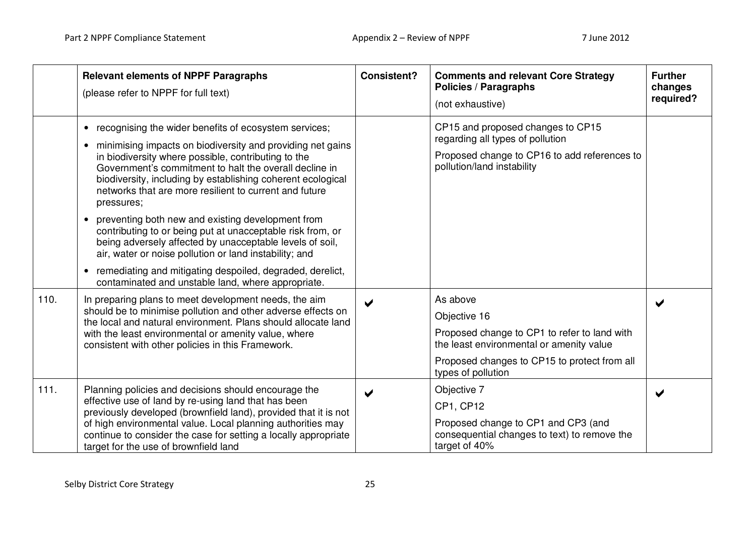| | Relevant elements of NPPF Paragraphs (please refer to NPPF for full text) | Consistent? | Comments and relevant Core Strategy Policies / Paragraphs (not exhaustive) | Further changes required? |
|---|---|---|---|---|
| | • recognising the wider benefits of ecosystem services;<br>• minimising impacts on biodiversity and providing net gains in biodiversity where possible, contributing to the Government's commitment to halt the overall decline in biodiversity, including by establishing coherent ecological networks that are more resilient to current and future pressures;<br>• preventing both new and existing development from contributing to or being put at unacceptable risk from, or being adversely affected by unacceptable levels of soil, air, water or noise pollution or land instability; and<br>• remediating and mitigating despoiled, degraded, derelict, contaminated and unstable land, where appropriate. | | CP15 and proposed changes to CP15 regarding all types of pollution<br>Proposed change to CP16 to add references to pollution/land instability | |
| 110. | In preparing plans to meet development needs, the aim should be to minimise pollution and other adverse effects on the local and natural environment. Plans should allocate land with the least environmental or amenity value, where consistent with other policies in this Framework. | ✔ | As above<br>Objective 16<br>Proposed change to CP1 to refer to land with the least environmental or amenity value<br>Proposed changes to CP15 to protect from all types of pollution | ✔ |
| 111. | Planning policies and decisions should encourage the effective use of land by re-using land that has been previously developed (brownfield land), provided that it is not of high environmental value. Local planning authorities may continue to consider the case for setting a locally appropriate target for the use of brownfield land | ✔ | Objective 7<br>CP1, CP12<br>Proposed change to CP1 and CP3 (and consequential changes to text) to remove the target of 40% | ✔ |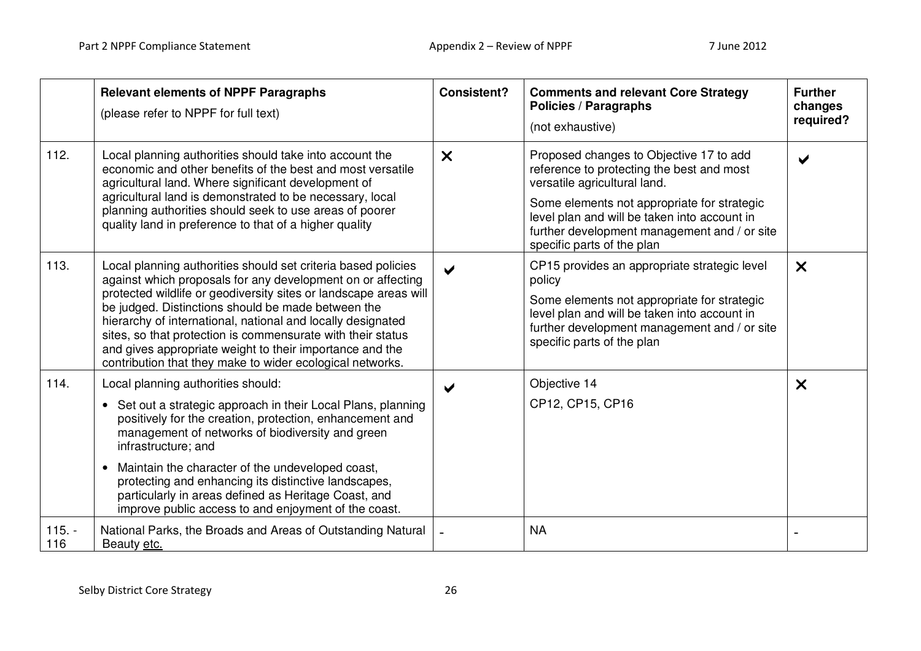| | Relevant elements of NPPF Paragraphs (please refer to NPPF for full text) | Consistent? | Comments and relevant Core Strategy Policies / Paragraphs (not exhaustive) | Further changes required? |
|---|---|---|---|---|
| 112. | Local planning authorities should take into account the economic and other benefits of the best and most versatile agricultural land. Where significant development of agricultural land is demonstrated to be necessary, local planning authorities should seek to use areas of poorer quality land in preference to that of a higher quality | ✗ | Proposed changes to Objective 17 to add reference to protecting the best and most versatile agricultural land.<br>Some elements not appropriate for strategic level plan and will be taken into account in further development management and / or site specific parts of the plan | ✔ |
| 113. | Local planning authorities should set criteria based policies against which proposals for any development on or affecting protected wildlife or geodiversity sites or landscape areas will be judged. Distinctions should be made between the hierarchy of international, national and locally designated sites, so that protection is commensurate with their status and gives appropriate weight to their importance and the contribution that they make to wider ecological networks. | ✔ | CP15 provides an appropriate strategic level policy<br>Some elements not appropriate for strategic level plan and will be taken into account in further development management and / or site specific parts of the plan | ✗ |
| 114. | Local planning authorities should:<br>• Set out a strategic approach in their Local Plans, planning positively for the creation, protection, enhancement and management of networks of biodiversity and green infrastructure; and<br>• Maintain the character of the undeveloped coast, protecting and enhancing its distinctive landscapes, particularly in areas defined as Heritage Coast, and improve public access to and enjoyment of the coast. | ✔ | Objective 14<br>CP12, CP15, CP16 | ✗ |
| 115. - 116 | National Parks, the Broads and Areas of Outstanding Natural Beauty etc. | - | NA | - |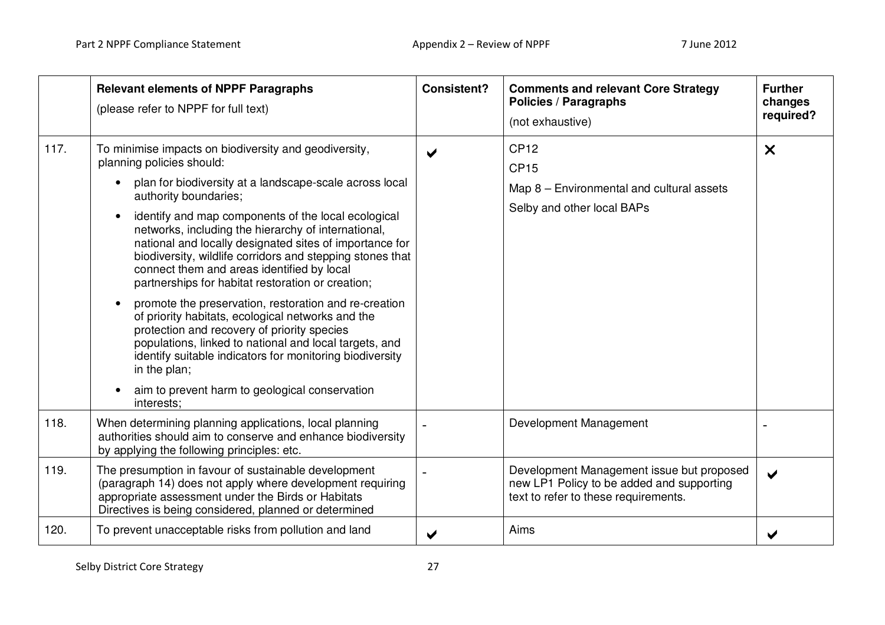|  | **Relevant elements of NPPF Paragraphs** (please refer to NPPF for full text) | **Consistent?** | **Comments and relevant Core Strategy Policies / Paragraphs** (not exhaustive) | **Further changes required?** |
|---|---|---|---|---|
| 117. | To minimise impacts on biodiversity and geodiversity, planning policies should: <br> • plan for biodiversity at a landscape-scale across local authority boundaries; <br> • identify and map components of the local ecological networks, including the hierarchy of international, national and locally designated sites of importance for biodiversity, wildlife corridors and stepping stones that connect them and areas identified by local partnerships for habitat restoration or creation; <br> • promote the preservation, restoration and re-creation of priority habitats, ecological networks and the protection and recovery of priority species populations, linked to national and local targets, and identify suitable indicators for monitoring biodiversity in the plan; <br> • aim to prevent harm to geological conservation interests; | ✔ | CP12 <br> CP15 <br> Map 8 – Environmental and cultural assets <br> Selby and other local BAPs | ✘ |
| 118. | When determining planning applications, local planning authorities should aim to conserve and enhance biodiversity by applying the following principles: etc. | - | Development Management | - |
| 119. | The presumption in favour of sustainable development (paragraph 14) does not apply where development requiring appropriate assessment under the Birds or Habitats Directives is being considered, planned or determined | - | Development Management issue but proposed new LP1 Policy to be added and supporting text to refer to these requirements. | ✔ |
| 120. | To prevent unacceptable risks from pollution and land | ✔ | Aims | ✔ |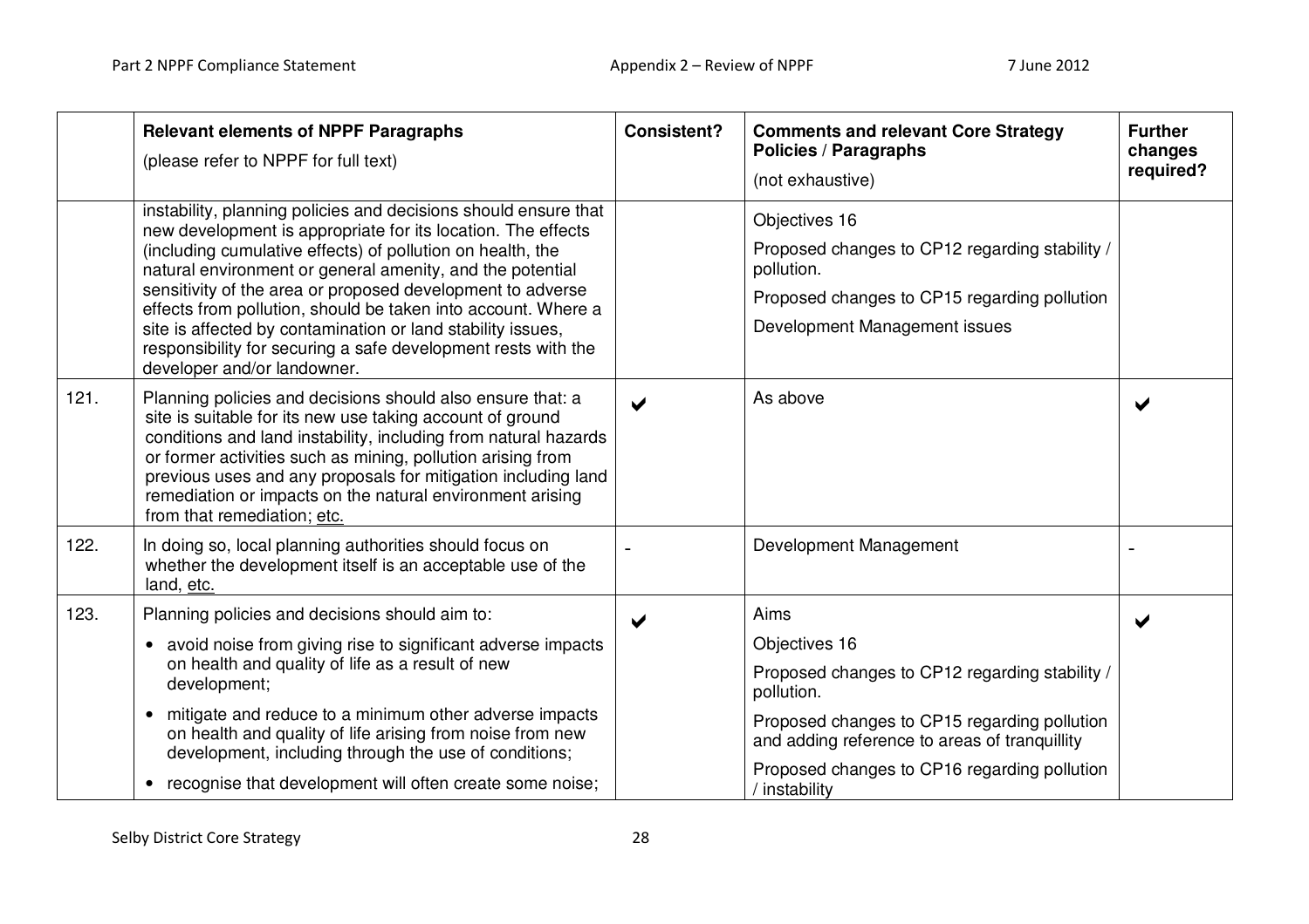| | Relevant elements of NPPF Paragraphs (please refer to NPPF for full text) | Consistent? | Comments and relevant Core Strategy Policies / Paragraphs (not exhaustive) | Further changes required? |
|---|---|---|---|---|
| | instability, planning policies and decisions should ensure that new development is appropriate for its location. The effects (including cumulative effects) of pollution on health, the natural environment or general amenity, and the potential sensitivity of the area or proposed development to adverse effects from pollution, should be taken into account. Where a site is affected by contamination or land stability issues, responsibility for securing a safe development rests with the developer and/or landowner. | | Objectives 16<br><br>Proposed changes to CP12 regarding stability / pollution.<br><br>Proposed changes to CP15 regarding pollution<br><br>Development Management issues | |
| 121. | Planning policies and decisions should also ensure that: a site is suitable for its new use taking account of ground conditions and land instability, including from natural hazards or former activities such as mining, pollution arising from previous uses and any proposals for mitigation including land remediation or impacts on the natural environment arising from that remediation; etc. | ✔ | As above | ✔ |
| 122. | In doing so, local planning authorities should focus on whether the development itself is an acceptable use of the land, etc. | - | Development Management | - |
| 123. | Planning policies and decisions should aim to:<br><br>• avoid noise from giving rise to significant adverse impacts on health and quality of life as a result of new development;<br><br>• mitigate and reduce to a minimum other adverse impacts on health and quality of life arising from noise from new development, including through the use of conditions;<br><br>• recognise that development will often create some noise; | ✔ | Aims<br><br>Objectives 16<br><br>Proposed changes to CP12 regarding stability / pollution.<br><br>Proposed changes to CP15 regarding pollution and adding reference to areas of tranquillity<br><br>Proposed changes to CP16 regarding pollution / instability | ✔ |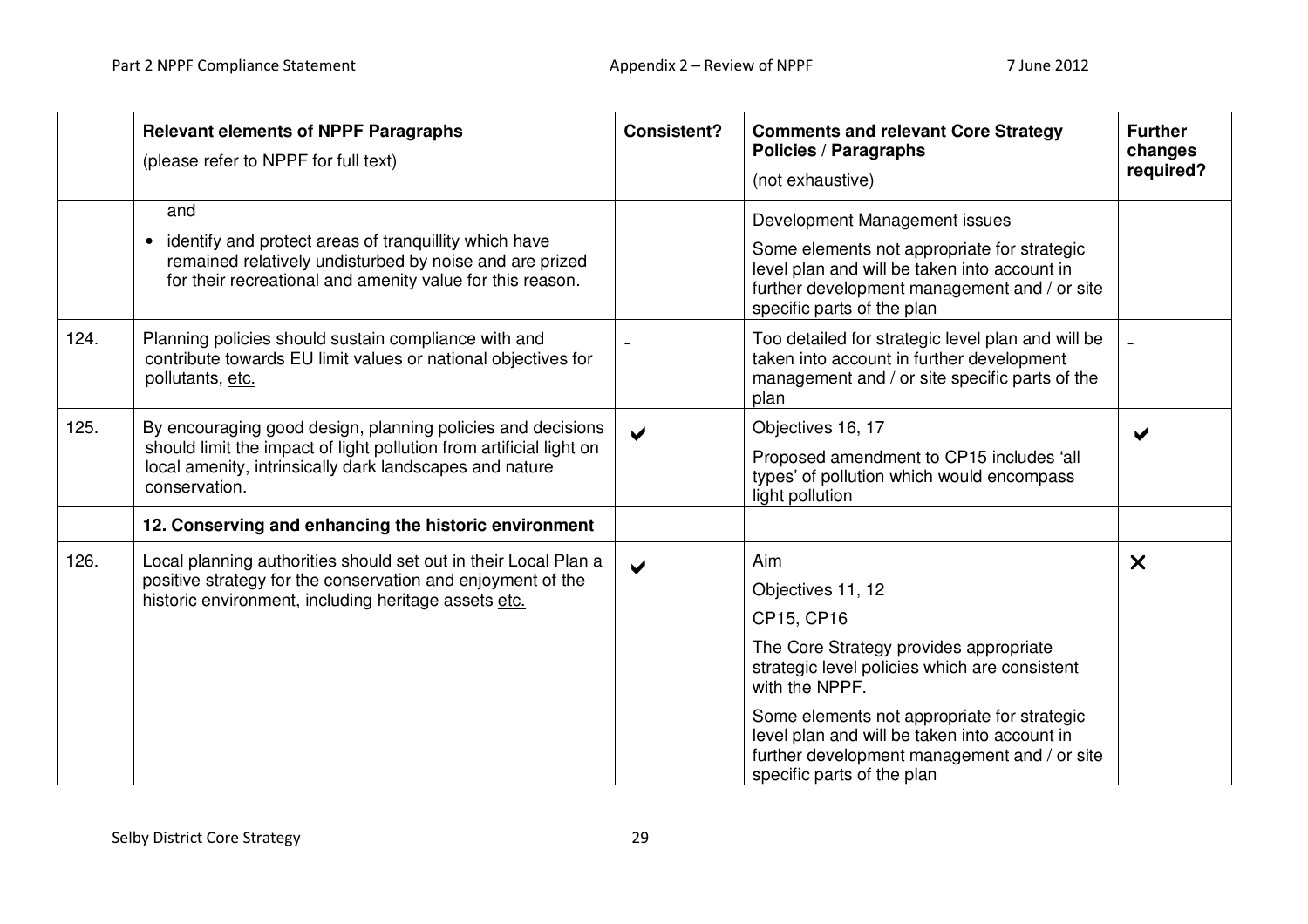| | Relevant elements of NPPF Paragraphs (please refer to NPPF for full text) | Consistent? | Comments and relevant Core Strategy Policies / Paragraphs (not exhaustive) | Further changes required? |
|---|---|---|---|---|
| | and<br>• identify and protect areas of tranquillity which have remained relatively undisturbed by noise and are prized for their recreational and amenity value for this reason. | | Development Management issues<br>Some elements not appropriate for strategic level plan and will be taken into account in further development management and / or site specific parts of the plan | |
| 124. | Planning policies should sustain compliance with and contribute towards EU limit values or national objectives for pollutants, etc. | - | Too detailed for strategic level plan and will be taken into account in further development management and / or site specific parts of the plan | - |
| 125. | By encouraging good design, planning policies and decisions should limit the impact of light pollution from artificial light on local amenity, intrinsically dark landscapes and nature conservation. | ✔ | Objectives 16, 17<br>Proposed amendment to CP15 includes 'all types' of pollution which would encompass light pollution | ✔ |
| | **12. Conserving and enhancing the historic environment** | | | |
| 126. | Local planning authorities should set out in their Local Plan a positive strategy for the conservation and enjoyment of the historic environment, including heritage assets etc. | ✔ | Aim<br>Objectives 11, 12<br>CP15, CP16<br>The Core Strategy provides appropriate strategic level policies which are consistent with the NPPF.<br>Some elements not appropriate for strategic level plan and will be taken into account in further development management and / or site specific parts of the plan | ✘ |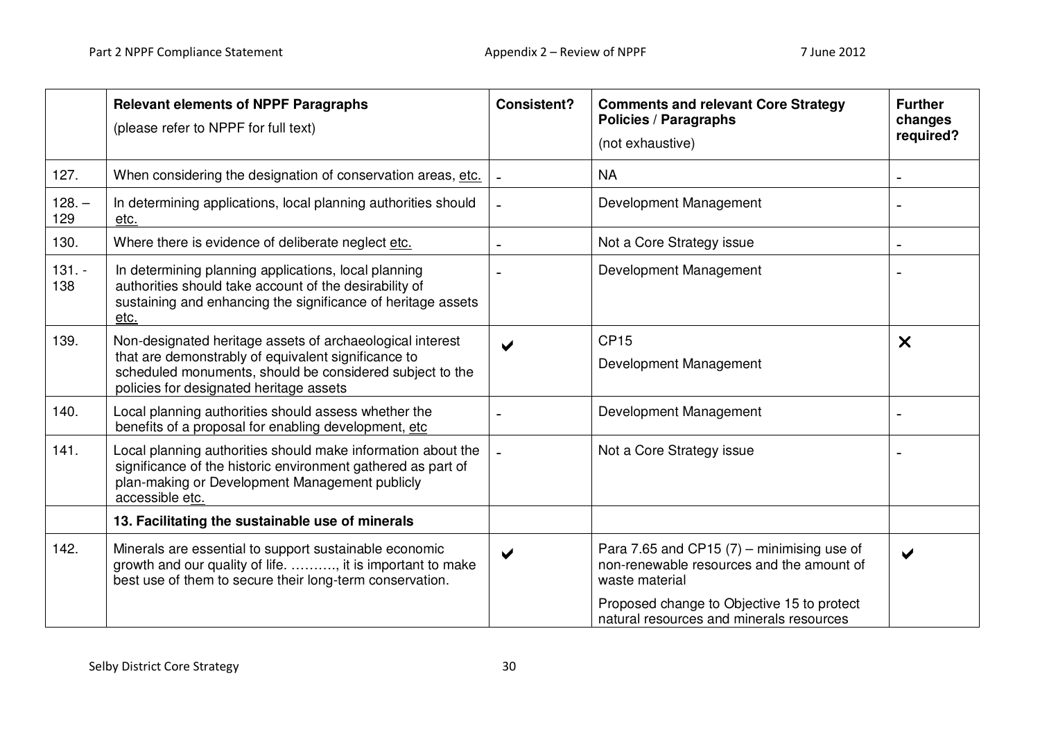| | **Relevant elements of NPPF Paragraphs** (please refer to NPPF for full text) | **Consistent?** | **Comments and relevant Core Strategy Policies / Paragraphs** (not exhaustive) | **Further changes required?** |
|---|---|---|---|---|
| 127. | When considering the designation of conservation areas, etc. | - | NA | - |
| 128. – 129 | In determining applications, local planning authorities should etc. | - | Development Management | - |
| 130. | Where there is evidence of deliberate neglect etc. | - | Not a Core Strategy issue | - |
| 131. - 138 | In determining planning applications, local planning authorities should take account of the desirability of sustaining and enhancing the significance of heritage assets etc. | - | Development Management | - |
| 139. | Non-designated heritage assets of archaeological interest that are demonstrably of equivalent significance to scheduled monuments, should be considered subject to the policies for designated heritage assets | ✔ | CP15<br>Development Management | ✗ |
| 140. | Local planning authorities should assess whether the benefits of a proposal for enabling development, etc | - | Development Management | - |
| 141. | Local planning authorities should make information about the significance of the historic environment gathered as part of plan-making or Development Management publicly accessible etc. | - | Not a Core Strategy issue | - |
| | **13. Facilitating the sustainable use of minerals** | | | |
| 142. | Minerals are essential to support sustainable economic growth and our quality of life. ………., it is important to make best use of them to secure their long-term conservation. | ✔ | Para 7.65 and CP15 (7) – minimising use of non-renewable resources and the amount of waste material<br>Proposed change to Objective 15 to protect natural resources and minerals resources | ✔ |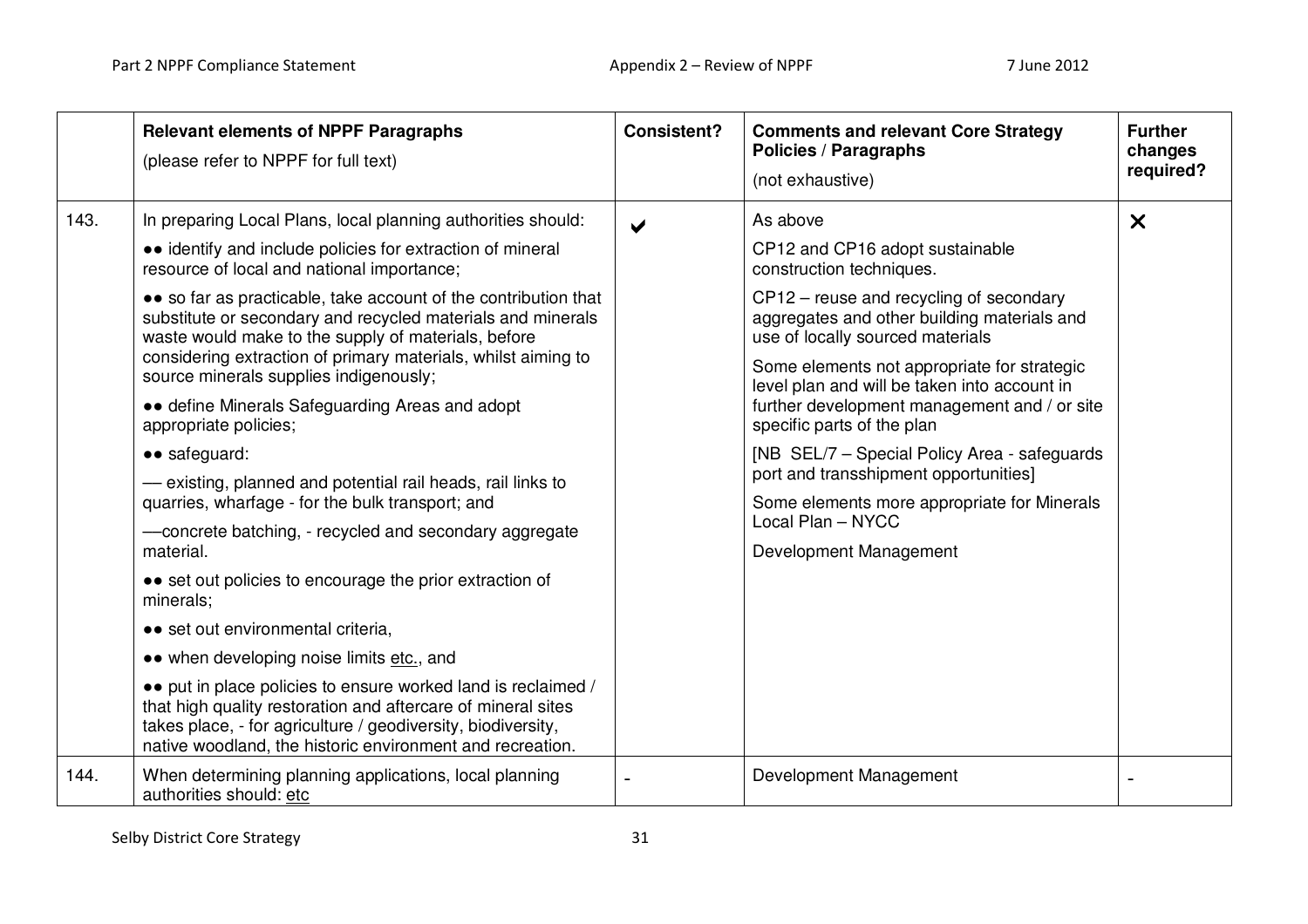| | Relevant elements of NPPF Paragraphs (please refer to NPPF for full text) | Consistent? | Comments and relevant Core Strategy Policies / Paragraphs (not exhaustive) | Further changes required? |
|---|---|---|---|---|
| 143. | In preparing Local Plans, local planning authorities should:<br><br>•• identify and include policies for extraction of mineral resource of local and national importance;<br><br>•• so far as practicable, take account of the contribution that substitute or secondary and recycled materials and minerals waste would make to the supply of materials, before considering extraction of primary materials, whilst aiming to source minerals supplies indigenously;<br><br>•• define Minerals Safeguarding Areas and adopt appropriate policies;<br><br>•• safeguard:<br><br>— existing, planned and potential rail heads, rail links to quarries, wharfage - for the bulk transport; and<br><br>—concrete batching, - recycled and secondary aggregate material.<br><br>•• set out policies to encourage the prior extraction of minerals;<br><br>•• set out environmental criteria,<br><br>•• when developing noise limits etc., and<br><br>•• put in place policies to ensure worked land is reclaimed / that high quality restoration and aftercare of mineral sites takes place, - for agriculture / geodiversity, biodiversity, native woodland, the historic environment and recreation. | ✔ | As above<br><br>CP12 and CP16 adopt sustainable construction techniques.<br><br>CP12 – reuse and recycling of secondary aggregates and other building materials and use of locally sourced materials<br><br>Some elements not appropriate for strategic level plan and will be taken into account in further development management and / or site specific parts of the plan<br><br>[NB SEL/7 – Special Policy Area - safeguards port and transshipment opportunities]<br><br>Some elements more appropriate for Minerals Local Plan – NYCC<br><br>Development Management | ✘ |
| 144. | When determining planning applications, local planning authorities should: etc | - | Development Management | - |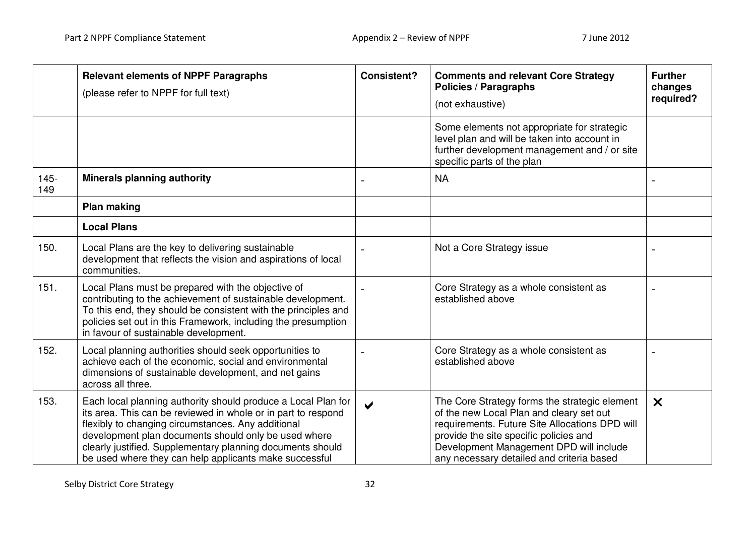| | Relevant elements of NPPF Paragraphs (please refer to NPPF for full text) | Consistent? | Comments and relevant Core Strategy Policies / Paragraphs (not exhaustive) | Further changes required? |
|---|---|---|---|---|
| | | | Some elements not appropriate for strategic level plan and will be taken into account in further development management and / or site specific parts of the plan | |
| 145-149 | **Minerals planning authority** | - | NA | - |
| | **Plan making** | | | |
| | **Local Plans** | | | |
| 150. | Local Plans are the key to delivering sustainable development that reflects the vision and aspirations of local communities. | - | Not a Core Strategy issue | - |
| 151. | Local Plans must be prepared with the objective of contributing to the achievement of sustainable development. To this end, they should be consistent with the principles and policies set out in this Framework, including the presumption in favour of sustainable development. | - | Core Strategy as a whole consistent as established above | - |
| 152. | Local planning authorities should seek opportunities to achieve each of the economic, social and environmental dimensions of sustainable development, and net gains across all three. | - | Core Strategy as a whole consistent as established above | - |
| 153. | Each local planning authority should produce a Local Plan for its area. This can be reviewed in whole or in part to respond flexibly to changing circumstances. Any additional development plan documents should only be used where clearly justified. Supplementary planning documents should be used where they can help applicants make successful | ✔ | The Core Strategy forms the strategic element of the new Local Plan and cleary set out requirements. Future Site Allocations DPD will provide the site specific policies and Development Management DPD will include any necessary detailed and criteria based | ✕ |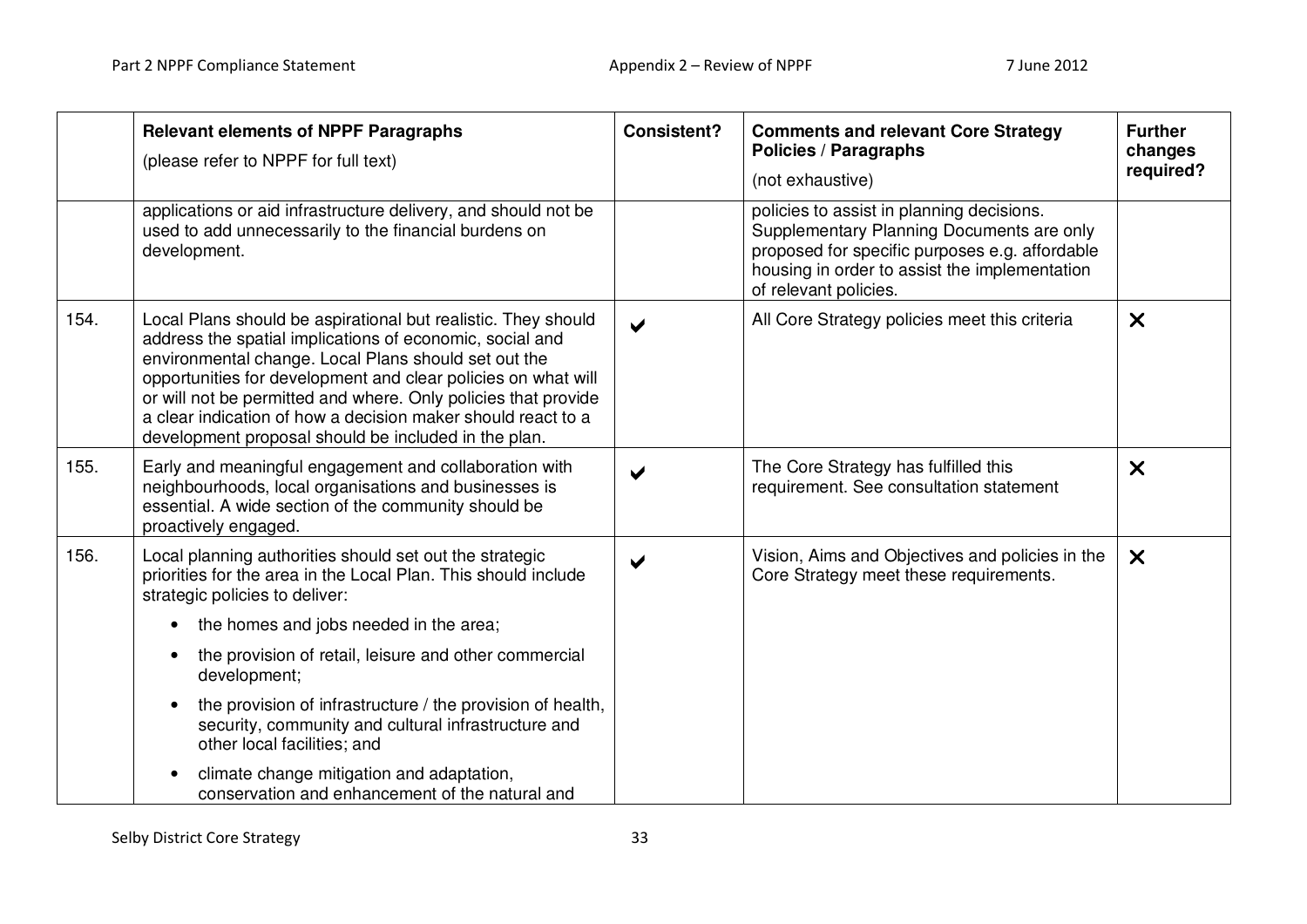|  | Relevant elements of NPPF Paragraphs<br>(please refer to NPPF for full text) | Consistent? | Comments and relevant Core Strategy Policies / Paragraphs<br>(not exhaustive) | Further changes required? |
|---|---|---|---|---|
|  | applications or aid infrastructure delivery, and should not be used to add unnecessarily to the financial burdens on development. |  | policies to assist in planning decisions. Supplementary Planning Documents are only proposed for specific purposes e.g. affordable housing in order to assist the implementation of relevant policies. |  |
| 154. | Local Plans should be aspirational but realistic. They should address the spatial implications of economic, social and environmental change. Local Plans should set out the opportunities for development and clear policies on what will or will not be permitted and where. Only policies that provide a clear indication of how a decision maker should react to a development proposal should be included in the plan. | ✔ | All Core Strategy policies meet this criteria | ✘ |
| 155. | Early and meaningful engagement and collaboration with neighbourhoods, local organisations and businesses is essential. A wide section of the community should be proactively engaged. | ✔ | The Core Strategy has fulfilled this requirement. See consultation statement | ✘ |
| 156. | Local planning authorities should set out the strategic priorities for the area in the Local Plan. This should include strategic policies to deliver:<br>• the homes and jobs needed in the area;<br>• the provision of retail, leisure and other commercial development;<br>• the provision of infrastructure / the provision of health, security, community and cultural infrastructure and other local facilities; and<br>• climate change mitigation and adaptation, conservation and enhancement of the natural and | ✔ | Vision, Aims and Objectives and policies in the Core Strategy meet these requirements. | ✘ |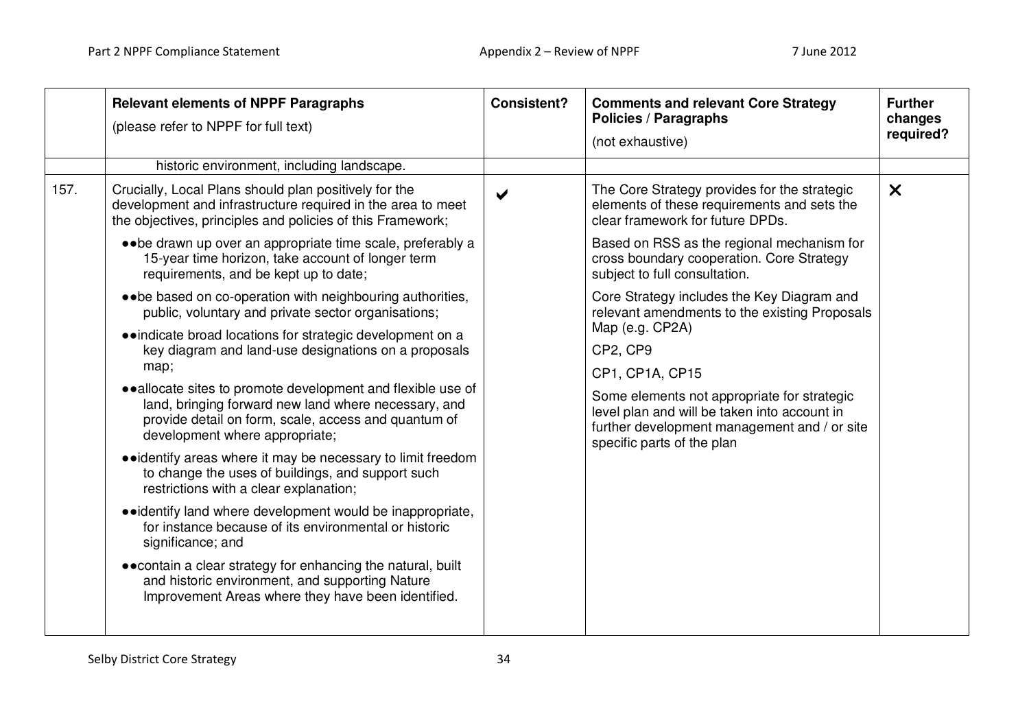| | Relevant elements of NPPF Paragraphs<br>(please refer to NPPF for full text) | Consistent? | Comments and relevant Core Strategy Policies / Paragraphs<br>(not exhaustive) | Further changes required? |
|---|---|---|---|---|
| | historic environment, including landscape. | | | |
| 157. | Crucially, Local Plans should plan positively for the development and infrastructure required in the area to meet the objectives, principles and policies of this Framework;<br>●●be drawn up over an appropriate time scale, preferably a 15-year time horizon, take account of longer term requirements, and be kept up to date;<br>●●be based on co-operation with neighbouring authorities, public, voluntary and private sector organisations;<br>●●indicate broad locations for strategic development on a key diagram and land-use designations on a proposals map;<br>●●allocate sites to promote development and flexible use of land, bringing forward new land where necessary, and provide detail on form, scale, access and quantum of development where appropriate;<br>●●identify areas where it may be necessary to limit freedom to change the uses of buildings, and support such restrictions with a clear explanation;<br>●●identify land where development would be inappropriate, for instance because of its environmental or historic significance; and<br>●●contain a clear strategy for enhancing the natural, built and historic environment, and supporting Nature Improvement Areas where they have been identified. | ✔ | The Core Strategy provides for the strategic elements of these requirements and sets the clear framework for future DPDs.<br>Based on RSS as the regional mechanism for cross boundary cooperation. Core Strategy subject to full consultation.<br>Core Strategy includes the Key Diagram and relevant amendments to the existing Proposals Map (e.g. CP2A)<br>CP2, CP9<br>CP1, CP1A, CP15<br>Some elements not appropriate for strategic level plan and will be taken into account in further development management and / or site specific parts of the plan | ✖ |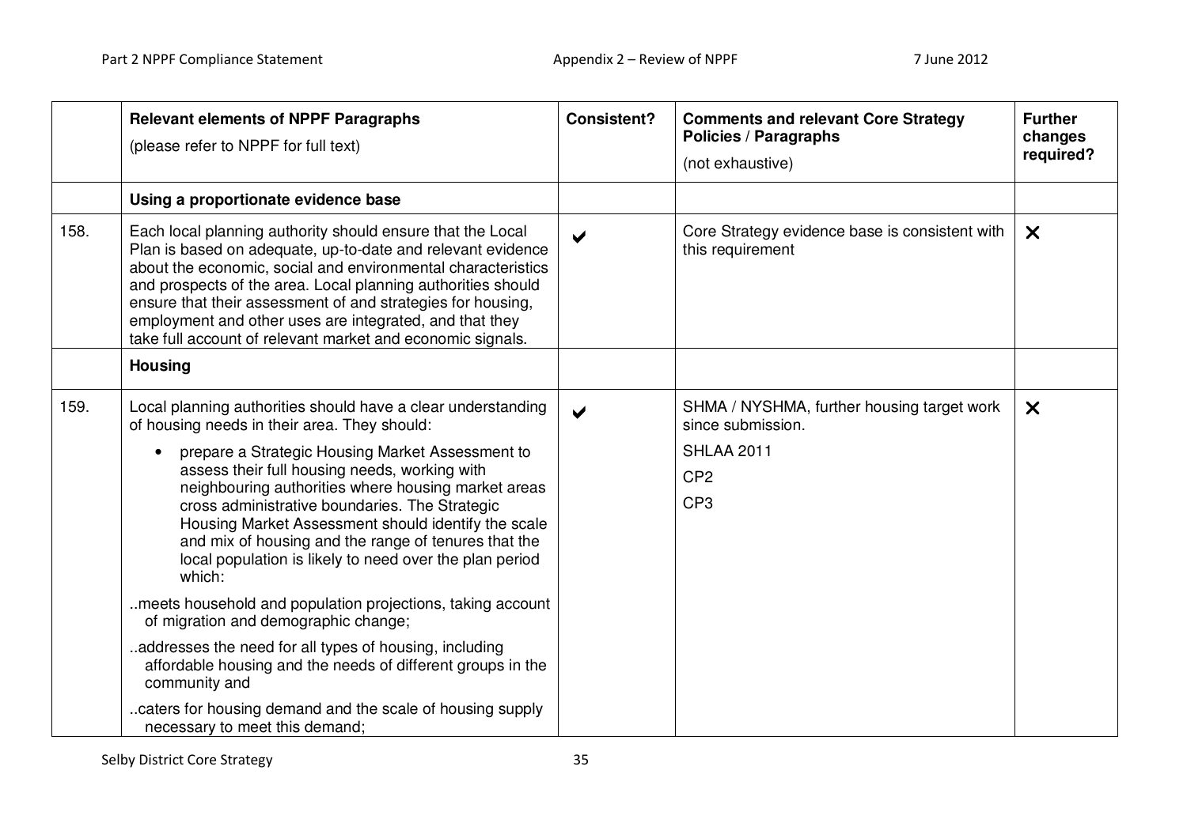| | Relevant elements of NPPF Paragraphs (please refer to NPPF for full text) | Consistent? | Comments and relevant Core Strategy Policies / Paragraphs (not exhaustive) | Further changes required? |
|---|---|---|---|---|
| | **Using a proportionate evidence base** | | | |
| 158. | Each local planning authority should ensure that the Local Plan is based on adequate, up-to-date and relevant evidence about the economic, social and environmental characteristics and prospects of the area. Local planning authorities should ensure that their assessment of and strategies for housing, employment and other uses are integrated, and that they take full account of relevant market and economic signals. | ✔ | Core Strategy evidence base is consistent with this requirement | ✘ |
| | **Housing** | | | |
| 159. | Local planning authorities should have a clear understanding of housing needs in their area. They should:<br>• prepare a Strategic Housing Market Assessment to assess their full housing needs, working with neighbouring authorities where housing market areas cross administrative boundaries. The Strategic Housing Market Assessment should identify the scale and mix of housing and the range of tenures that the local population is likely to need over the plan period which:<br>..meets household and population projections, taking account of migration and demographic change;<br>..addresses the need for all types of housing, including affordable housing and the needs of different groups in the community and<br>..caters for housing demand and the scale of housing supply necessary to meet this demand; | ✔ | SHMA / NYSHMA, further housing target work since submission.<br>SHLAA 2011<br>CP2<br>CP3 | ✘ |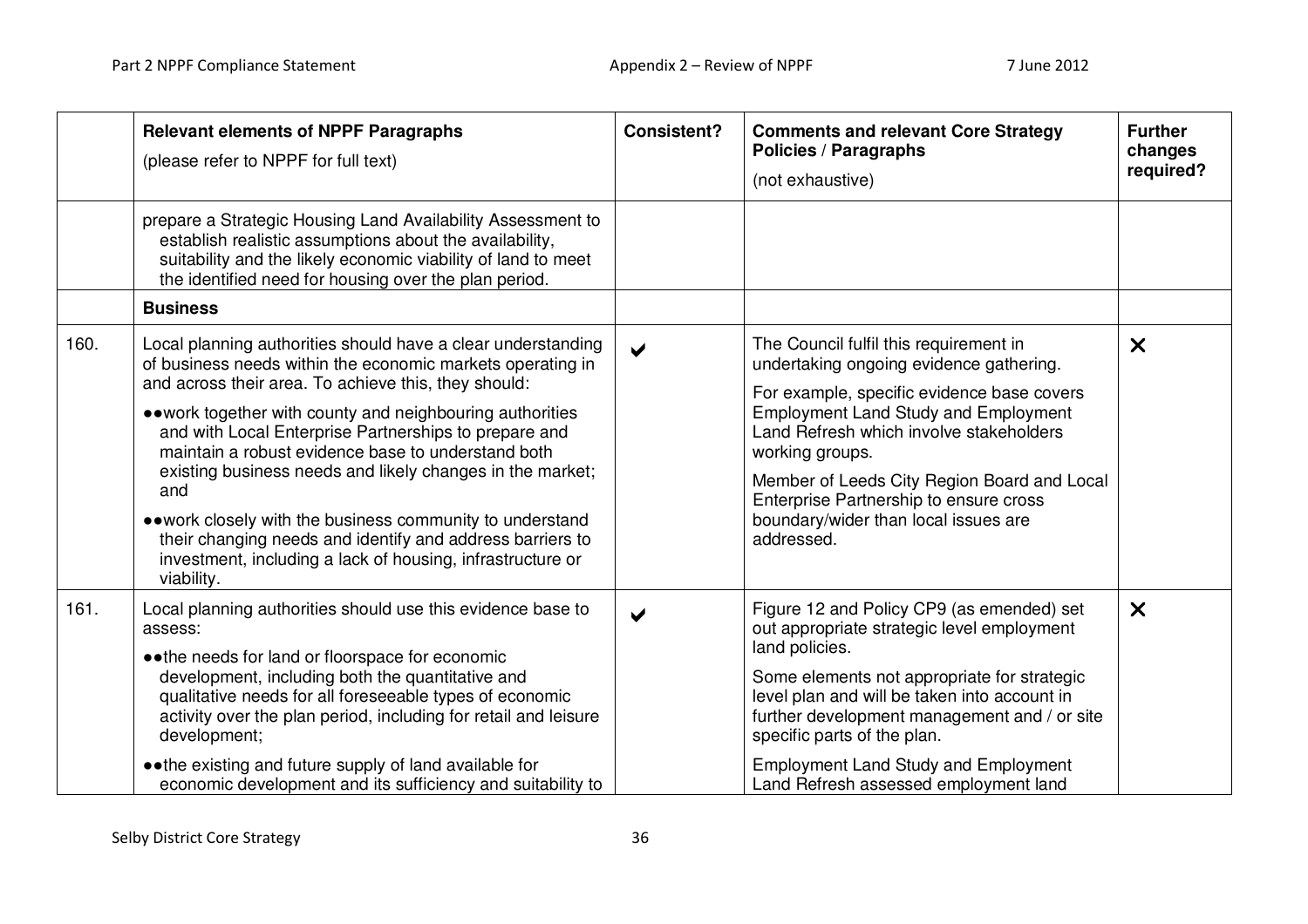| | Relevant elements of NPPF Paragraphs (please refer to NPPF for full text) | Consistent? | Comments and relevant Core Strategy Policies / Paragraphs (not exhaustive) | Further changes required? |
|---|---|---|---|---|
| | prepare a Strategic Housing Land Availability Assessment to establish realistic assumptions about the availability, suitability and the likely economic viability of land to meet the identified need for housing over the plan period. | | | |
| | **Business** | | | |
| 160. | Local planning authorities should have a clear understanding of business needs within the economic markets operating in and across their area. To achieve this, they should:<br>●●work together with county and neighbouring authorities and with Local Enterprise Partnerships to prepare and maintain a robust evidence base to understand both existing business needs and likely changes in the market; and<br>●●work closely with the business community to understand their changing needs and identify and address barriers to investment, including a lack of housing, infrastructure or viability. | ✔ | The Council fulfil this requirement in undertaking ongoing evidence gathering.<br>For example, specific evidence base covers Employment Land Study and Employment Land Refresh which involve stakeholders working groups.<br>Member of Leeds City Region Board and Local Enterprise Partnership to ensure cross boundary/wider than local issues are addressed. | ✕ |
| 161. | Local planning authorities should use this evidence base to assess:<br>●●the needs for land or floorspace for economic development, including both the quantitative and qualitative needs for all foreseeable types of economic activity over the plan period, including for retail and leisure development;<br>●●the existing and future supply of land available for economic development and its sufficiency and suitability to | ✔ | Figure 12 and Policy CP9 (as emended) set out appropriate strategic level employment land policies.<br>Some elements not appropriate for strategic level plan and will be taken into account in further development management and / or site specific parts of the plan.<br>Employment Land Study and Employment Land Refresh assessed employment land | ✕ |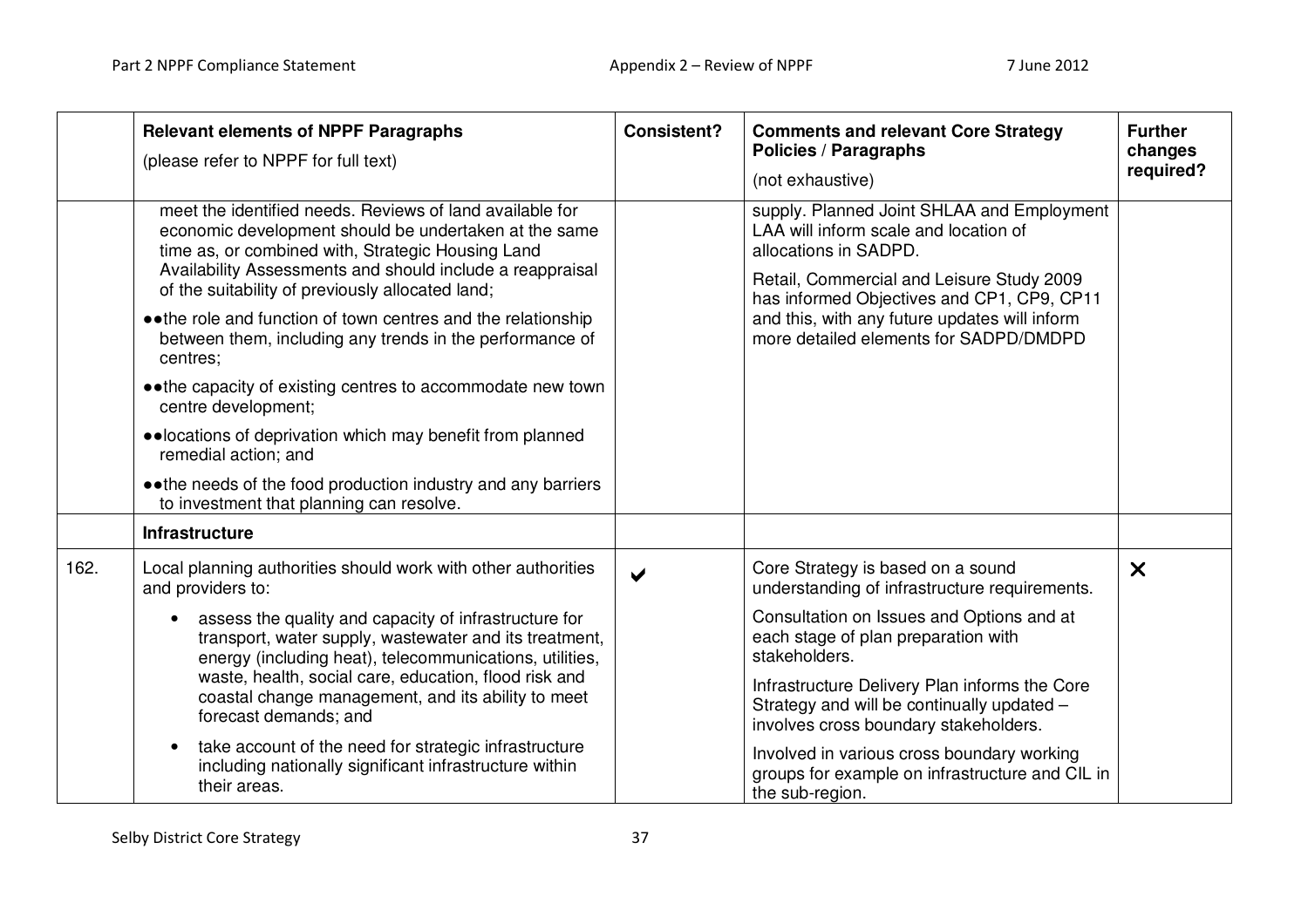| | Relevant elements of NPPF Paragraphs (please refer to NPPF for full text) | Consistent? | Comments and relevant Core Strategy Policies / Paragraphs (not exhaustive) | Further changes required? |
|---|---|---|---|---|
| | meet the identified needs. Reviews of land available for economic development should be undertaken at the same time as, or combined with, Strategic Housing Land Availability Assessments and should include a reappraisal of the suitability of previously allocated land;<br>●●the role and function of town centres and the relationship between them, including any trends in the performance of centres;<br>●●the capacity of existing centres to accommodate new town centre development;<br>●●locations of deprivation which may benefit from planned remedial action; and<br>●●the needs of the food production industry and any barriers to investment that planning can resolve. | | supply. Planned Joint SHLAA and Employment LAA will inform scale and location of allocations in SADPD.<br>Retail, Commercial and Leisure Study 2009 has informed Objectives and CP1, CP9, CP11 and this, with any future updates will inform more detailed elements for SADPD/DMDPD | |
| | **Infrastructure** | | | |
| 162. | Local planning authorities should work with other authorities and providers to:<br>• assess the quality and capacity of infrastructure for transport, water supply, wastewater and its treatment, energy (including heat), telecommunications, utilities, waste, health, social care, education, flood risk and coastal change management, and its ability to meet forecast demands; and<br>• take account of the need for strategic infrastructure including nationally significant infrastructure within their areas. | ✔ | Core Strategy is based on a sound understanding of infrastructure requirements.<br>Consultation on Issues and Options and at each stage of plan preparation with stakeholders.<br>Infrastructure Delivery Plan informs the Core Strategy and will be continually updated – involves cross boundary stakeholders.<br>Involved in various cross boundary working groups for example on infrastructure and CIL in the sub-region. | ✘ |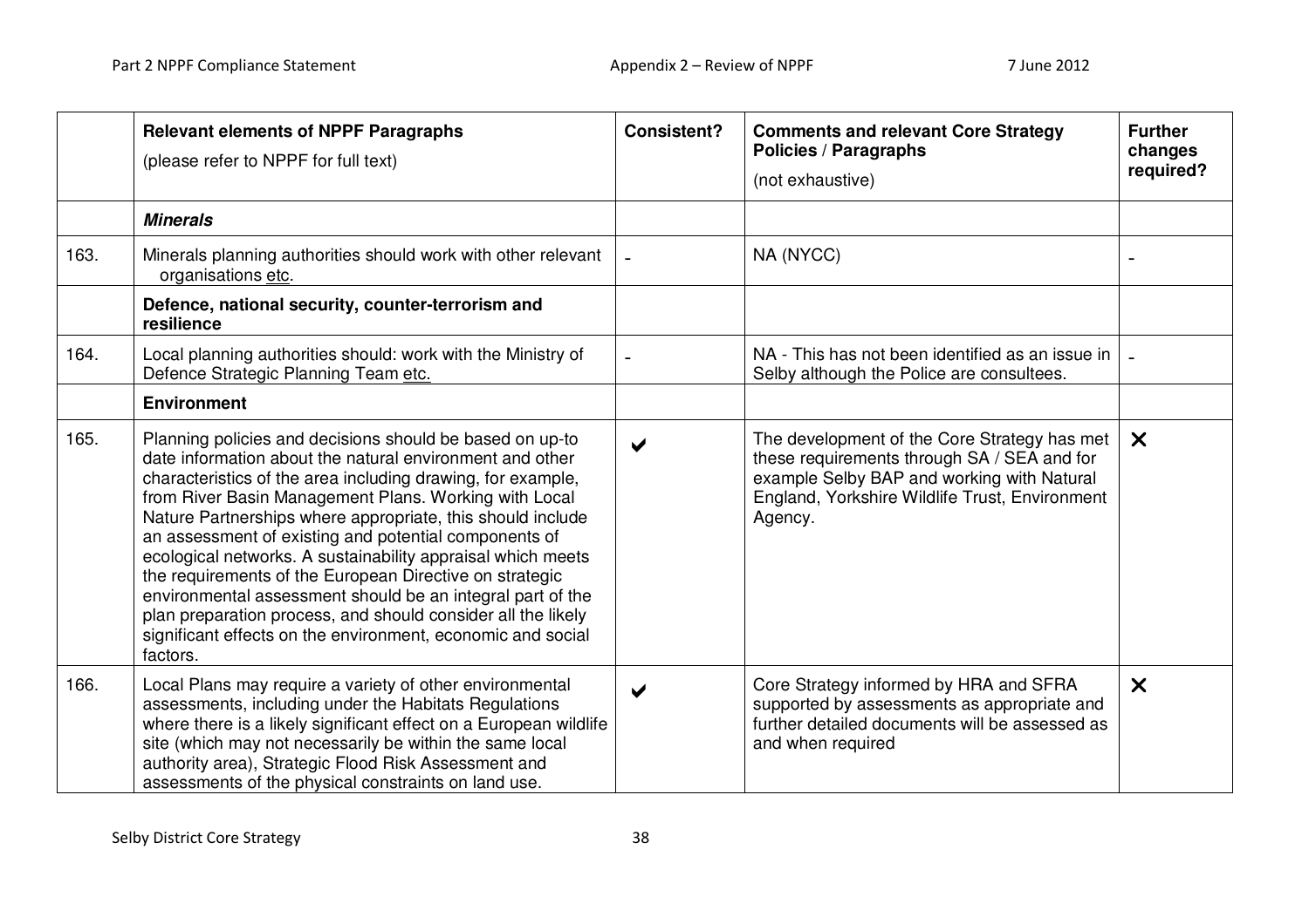| | Relevant elements of NPPF Paragraphs (please refer to NPPF for full text) | Consistent? | Comments and relevant Core Strategy Policies / Paragraphs (not exhaustive) | Further changes required? |
|---|---|---|---|---|
| | ***Minerals*** | | | |
| 163. | Minerals planning authorities should work with other relevant organisations etc. | - | NA (NYCC) | - |
| | **Defence, national security, counter-terrorism and resilience** | | | |
| 164. | Local planning authorities should: work with the Ministry of Defence Strategic Planning Team etc. | - | NA - This has not been identified as an issue in Selby although the Police are consultees. | - |
| | **Environment** | | | |
| 165. | Planning policies and decisions should be based on up-to date information about the natural environment and other characteristics of the area including drawing, for example, from River Basin Management Plans. Working with Local Nature Partnerships where appropriate, this should include an assessment of existing and potential components of ecological networks. A sustainability appraisal which meets the requirements of the European Directive on strategic environmental assessment should be an integral part of the plan preparation process, and should consider all the likely significant effects on the environment, economic and social factors. | ✔ | The development of the Core Strategy has met these requirements through SA / SEA and for example Selby BAP and working with Natural England, Yorkshire Wildlife Trust, Environment Agency. | ✖ |
| 166. | Local Plans may require a variety of other environmental assessments, including under the Habitats Regulations where there is a likely significant effect on a European wildlife site (which may not necessarily be within the same local authority area), Strategic Flood Risk Assessment and assessments of the physical constraints on land use. | ✔ | Core Strategy informed by HRA and SFRA supported by assessments as appropriate and further detailed documents will be assessed as and when required | ✖ |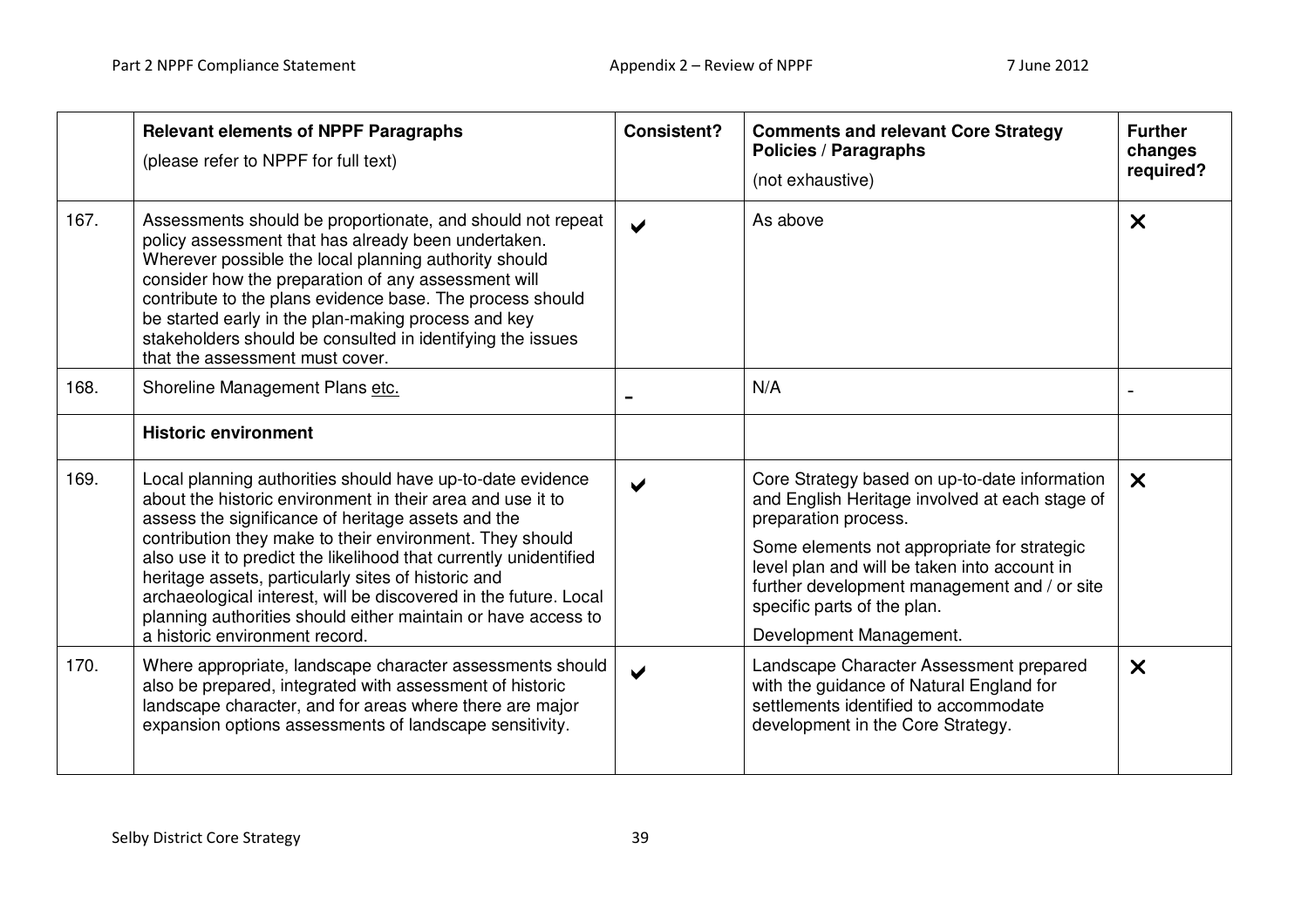|  | **Relevant elements of NPPF Paragraphs** (please refer to NPPF for full text) | **Consistent?** | **Comments and relevant Core Strategy Policies / Paragraphs** (not exhaustive) | **Further changes required?** |
|---|---|---|---|---|
| 167. | Assessments should be proportionate, and should not repeat policy assessment that has already been undertaken. Wherever possible the local planning authority should consider how the preparation of any assessment will contribute to the plans evidence base. The process should be started early in the plan-making process and key stakeholders should be consulted in identifying the issues that the assessment must cover. | ✔ | As above | ✘ |
| 168. | Shoreline Management Plans etc. | - | N/A | - |
|  | **Historic environment** |  |  |  |
| 169. | Local planning authorities should have up-to-date evidence about the historic environment in their area and use it to assess the significance of heritage assets and the contribution they make to their environment. They should also use it to predict the likelihood that currently unidentified heritage assets, particularly sites of historic and archaeological interest, will be discovered in the future. Local planning authorities should either maintain or have access to a historic environment record. | ✔ | Core Strategy based on up-to-date information and English Heritage involved at each stage of preparation process. Some elements not appropriate for strategic level plan and will be taken into account in further development management and / or site specific parts of the plan. Development Management. | ✘ |
| 170. | Where appropriate, landscape character assessments should also be prepared, integrated with assessment of historic landscape character, and for areas where there are major expansion options assessments of landscape sensitivity. | ✔ | Landscape Character Assessment prepared with the guidance of Natural England for settlements identified to accommodate development in the Core Strategy. | ✘ |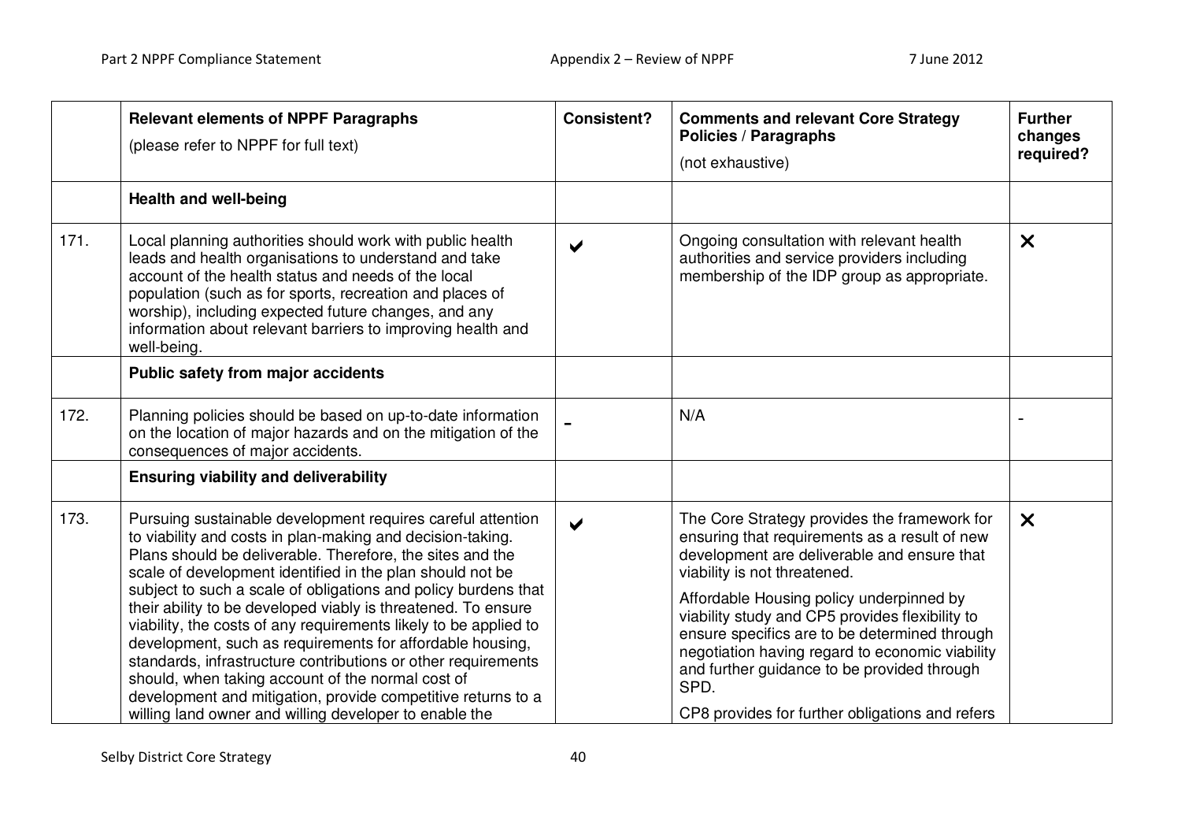| | Relevant elements of NPPF Paragraphs<br>(please refer to NPPF for full text) | Consistent? | Comments and relevant Core Strategy Policies / Paragraphs<br>(not exhaustive) | Further changes required? |
|---|---|---|---|---|
| | **Health and well-being** | | | |
| 171. | Local planning authorities should work with public health leads and health organisations to understand and take account of the health status and needs of the local population (such as for sports, recreation and places of worship), including expected future changes, and any information about relevant barriers to improving health and well-being. | ✔ | Ongoing consultation with relevant health authorities and service providers including membership of the IDP group as appropriate. | ✕ |
| | **Public safety from major accidents** | | | |
| 172. | Planning policies should be based on up-to-date information on the location of major hazards and on the mitigation of the consequences of major accidents. | - | N/A | - |
| | **Ensuring viability and deliverability** | | | |
| 173. | Pursuing sustainable development requires careful attention to viability and costs in plan-making and decision-taking. Plans should be deliverable. Therefore, the sites and the scale of development identified in the plan should not be subject to such a scale of obligations and policy burdens that their ability to be developed viably is threatened. To ensure viability, the costs of any requirements likely to be applied to development, such as requirements for affordable housing, standards, infrastructure contributions or other requirements should, when taking account of the normal cost of development and mitigation, provide competitive returns to a willing land owner and willing developer to enable the | ✔ | The Core Strategy provides the framework for ensuring that requirements as a result of new development are deliverable and ensure that viability is not threatened.<br><br>Affordable Housing policy underpinned by viability study and CP5 provides flexibility to ensure specifics are to be determined through negotiation having regard to economic viability and further guidance to be provided through SPD.<br><br>CP8 provides for further obligations and refers | ✕ |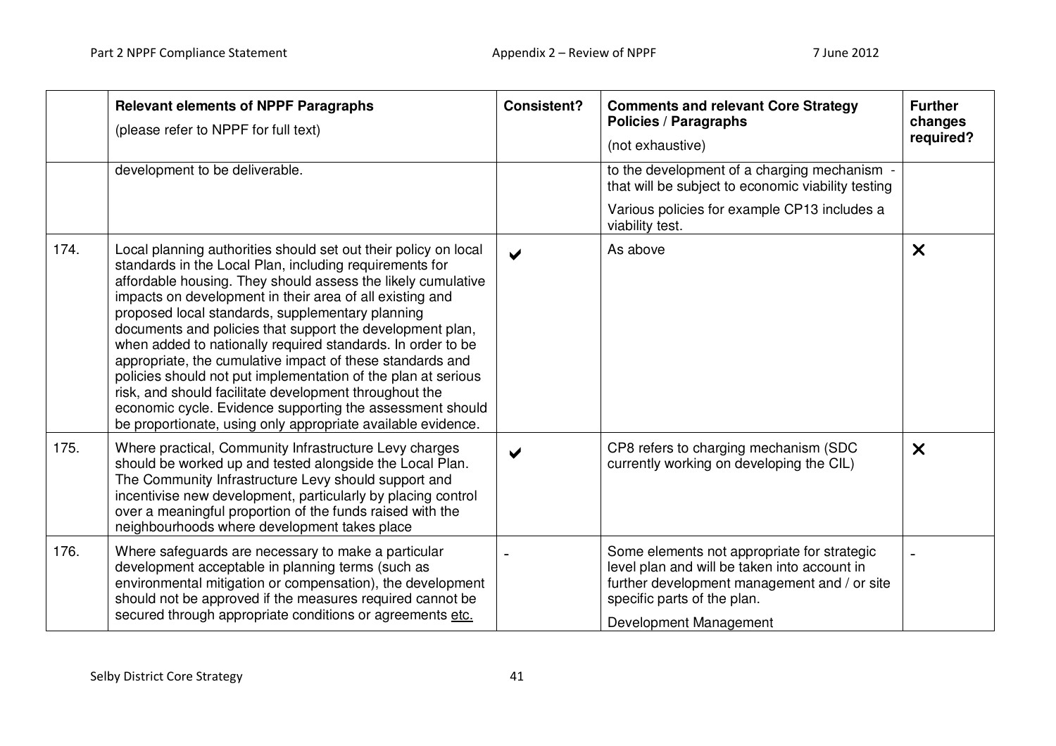|  | Relevant elements of NPPF Paragraphs (please refer to NPPF for full text) | Consistent? | Comments and relevant Core Strategy Policies / Paragraphs (not exhaustive) | Further changes required? |
|---|---|---|---|---|
|  | development to be deliverable. |  | to the development of a charging mechanism - that will be subject to economic viability testing<br><br>Various policies for example CP13 includes a viability test. |  |
| 174. | Local planning authorities should set out their policy on local standards in the Local Plan, including requirements for affordable housing. They should assess the likely cumulative impacts on development in their area of all existing and proposed local standards, supplementary planning documents and policies that support the development plan, when added to nationally required standards. In order to be appropriate, the cumulative impact of these standards and policies should not put implementation of the plan at serious risk, and should facilitate development throughout the economic cycle. Evidence supporting the assessment should be proportionate, using only appropriate available evidence. | ✔ | As above | ✘ |
| 175. | Where practical, Community Infrastructure Levy charges should be worked up and tested alongside the Local Plan. The Community Infrastructure Levy should support and incentivise new development, particularly by placing control over a meaningful proportion of the funds raised with the neighbourhoods where development takes place | ✔ | CP8 refers to charging mechanism (SDC currently working on developing the CIL) | ✘ |
| 176. | Where safeguards are necessary to make a particular development acceptable in planning terms (such as environmental mitigation or compensation), the development should not be approved if the measures required cannot be secured through appropriate conditions or agreements etc. | - | Some elements not appropriate for strategic level plan and will be taken into account in further development management and / or site specific parts of the plan.<br><br>Development Management | - |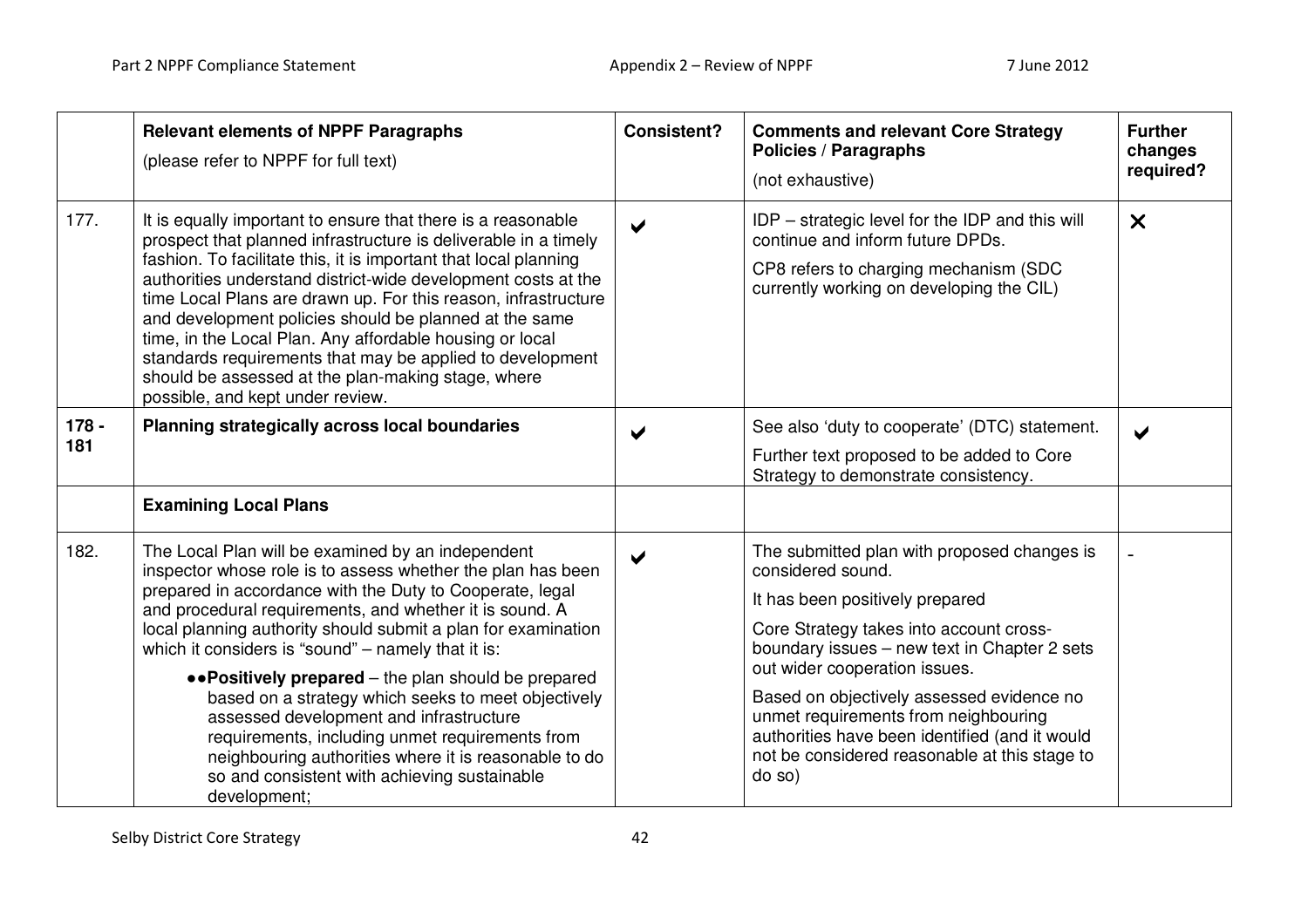|  | **Relevant elements of NPPF Paragraphs** (please refer to NPPF for full text) | **Consistent?** | **Comments and relevant Core Strategy Policies / Paragraphs** (not exhaustive) | **Further changes required?** |
|---|---|---|---|---|
| 177. | It is equally important to ensure that there is a reasonable prospect that planned infrastructure is deliverable in a timely fashion. To facilitate this, it is important that local planning authorities understand district-wide development costs at the time Local Plans are drawn up. For this reason, infrastructure and development policies should be planned at the same time, in the Local Plan. Any affordable housing or local standards requirements that may be applied to development should be assessed at the plan-making stage, where possible, and kept under review. | ✔ | IDP – strategic level for the IDP and this will continue and inform future DPDs.<br>CP8 refers to charging mechanism (SDC currently working on developing the CIL) | ✗ |
| **178 - 181** | **Planning strategically across local boundaries** | ✔ | See also 'duty to cooperate' (DTC) statement.<br>Further text proposed to be added to Core Strategy to demonstrate consistency. | ✔ |
|  | **Examining Local Plans** |  |  |  |
| 182. | The Local Plan will be examined by an independent inspector whose role is to assess whether the plan has been prepared in accordance with the Duty to Cooperate, legal and procedural requirements, and whether it is sound. A local planning authority should submit a plan for examination which it considers is "sound" – namely that it is:<br>●●**Positively prepared** – the plan should be prepared based on a strategy which seeks to meet objectively assessed development and infrastructure requirements, including unmet requirements from neighbouring authorities where it is reasonable to do so and consistent with achieving sustainable development; | ✔ | The submitted plan with proposed changes is considered sound.<br>It has been positively prepared<br>Core Strategy takes into account cross-boundary issues – new text in Chapter 2 sets out wider cooperation issues.<br>Based on objectively assessed evidence no unmet requirements from neighbouring authorities have been identified (and it would not be considered reasonable at this stage to do so) | - |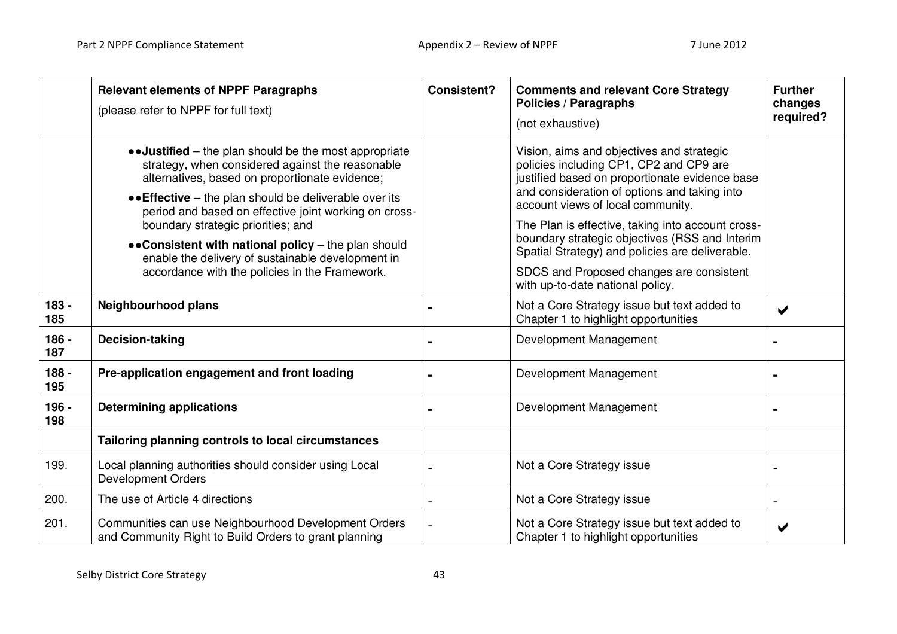| | Relevant elements of NPPF Paragraphs (please refer to NPPF for full text) | Consistent? | Comments and relevant Core Strategy Policies / Paragraphs (not exhaustive) | Further changes required? |
|---|---|---|---|---|
| | ●●**Justified** – the plan should be the most appropriate strategy, when considered against the reasonable alternatives, based on proportionate evidence; ●●**Effective** – the plan should be deliverable over its period and based on effective joint working on cross-boundary strategic priorities; and ●●**Consistent with national policy** – the plan should enable the delivery of sustainable development in accordance with the policies in the Framework. | | Vision, aims and objectives and strategic policies including CP1, CP2 and CP9 are justified based on proportionate evidence base and consideration of options and taking into account views of local community. The Plan is effective, taking into account cross-boundary strategic objectives (RSS and Interim Spatial Strategy) and policies are deliverable. SDCS and Proposed changes are consistent with up-to-date national policy. | |
| **183 - 185** | **Neighbourhood plans** | - | Not a Core Strategy issue but text added to Chapter 1 to highlight opportunities | ✔ |
| **186 - 187** | **Decision-taking** | - | Development Management | - |
| **188 - 195** | **Pre-application engagement and front loading** | - | Development Management | - |
| **196 - 198** | **Determining applications** | - | Development Management | - |
| | **Tailoring planning controls to local circumstances** | | | |
| 199. | Local planning authorities should consider using Local Development Orders | - | Not a Core Strategy issue | - |
| 200. | The use of Article 4 directions | - | Not a Core Strategy issue | - |
| 201. | Communities can use Neighbourhood Development Orders and Community Right to Build Orders to grant planning | - | Not a Core Strategy issue but text added to Chapter 1 to highlight opportunities | ✔ |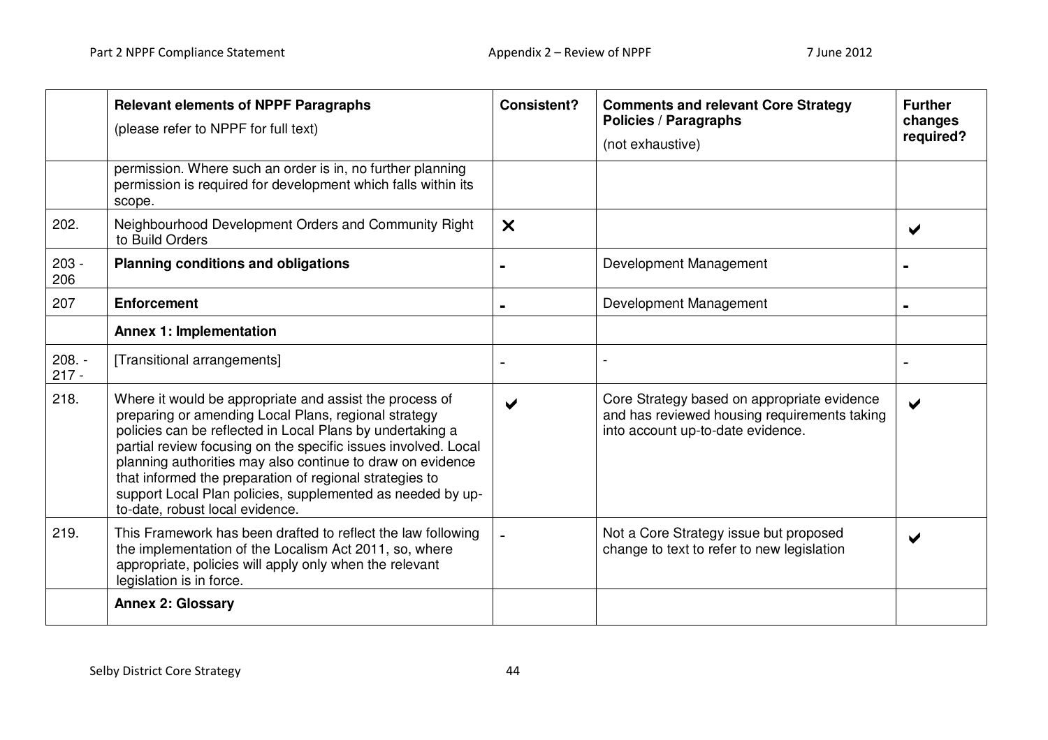|  | Relevant elements of NPPF Paragraphs<br>(please refer to NPPF for full text) | Consistent? | Comments and relevant Core Strategy Policies / Paragraphs<br>(not exhaustive) | Further changes required? |
|---|---|---|---|---|
|  | permission. Where such an order is in, no further planning permission is required for development which falls within its scope. |  |  |  |
| 202. | Neighbourhood Development Orders and Community Right to Build Orders | ✗ |  | ✔ |
| 203 - 206 | **Planning conditions and obligations** | - | Development Management | - |
| 207 | **Enforcement** | - | Development Management | - |
|  | **Annex 1: Implementation** |  |  |  |
| 208. - 217 - | [Transitional arrangements] | - | - | - |
| 218. | Where it would be appropriate and assist the process of preparing or amending Local Plans, regional strategy policies can be reflected in Local Plans by undertaking a partial review focusing on the specific issues involved. Local planning authorities may also continue to draw on evidence that informed the preparation of regional strategies to support Local Plan policies, supplemented as needed by up-to-date, robust local evidence. | ✔ | Core Strategy based on appropriate evidence and has reviewed housing requirements taking into account up-to-date evidence. | ✔ |
| 219. | This Framework has been drafted to reflect the law following the implementation of the Localism Act 2011, so, where appropriate, policies will apply only when the relevant legislation is in force. | - | Not a Core Strategy issue but proposed change to text to refer to new legislation | ✔ |
|  | **Annex 2: Glossary** |  |  |  |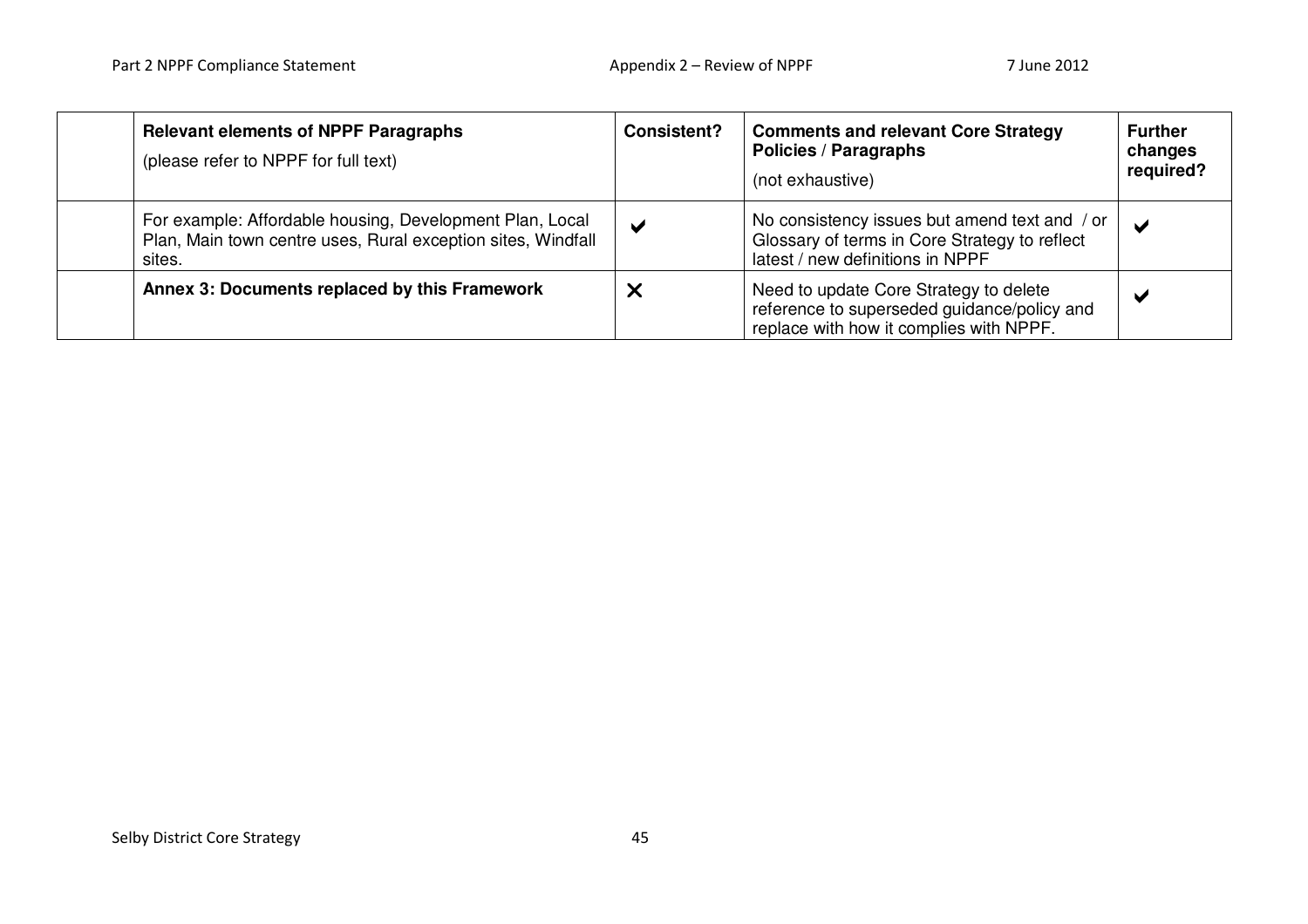| | Relevant elements of NPPF Paragraphs<br>(please refer to NPPF for full text) | Consistent? | Comments and relevant Core Strategy Policies / Paragraphs<br>(not exhaustive) | Further changes required? |
|---|---|---|---|---|
| | For example: Affordable housing, Development Plan, Local Plan, Main town centre uses, Rural exception sites, Windfall sites. | ✔ | No consistency issues but amend text and / or Glossary of terms in Core Strategy to reflect latest / new definitions in NPPF | ✔ |
| | **Annex 3: Documents replaced by this Framework** | ✕ | Need to update Core Strategy to delete reference to superseded guidance/policy and replace with how it complies with NPPF. | ✔ |